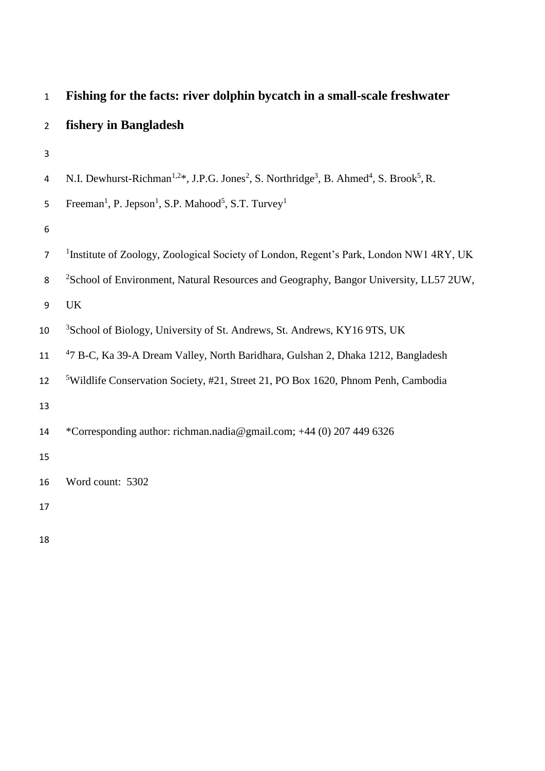# Fishing for the facts: river dolphin bycatch in a small-scale freshwater fishery in Bangladesh

N.I. Dewhurst-Richman[1,2]*, J.P.G. Jones[2], S. Northridge[3], B. Ahmed[4], S. Brook[5], R. Freeman[1], P. Jepson[1], S.P. Mahood[5], S.T. Turvey[1]

[1]Institute of Zoology, Zoological Society of London, Regent's Park, London NW1 4RY, UK

[2]School of Environment, Natural Resources and Geography, Bangor University, LL57 2UW, UK

[3]School of Biology, University of St. Andrews, St. Andrews, KY16 9TS, UK

[4]7 B-C, Ka 39-A Dream Valley, North Baridhara, Gulshan 2, Dhaka 1212, Bangladesh

[5]Wildlife Conservation Society, #21, Street 21, PO Box 1620, Phnom Penh, Cambodia

*Corresponding author: richman.nadia@gmail.com; +44 (0) 207 449 6326

Word count: 5302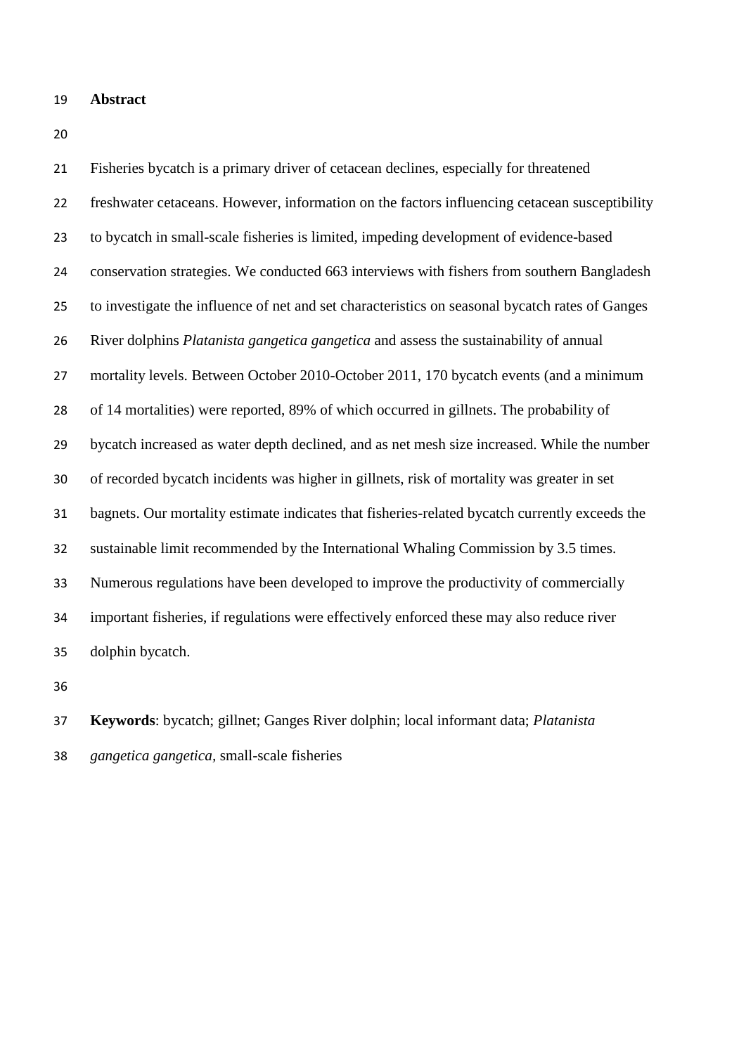## Abstract

Fisheries bycatch is a primary driver of cetacean declines, especially for threatened freshwater cetaceans. However, information on the factors influencing cetacean susceptibility to bycatch in small-scale fisheries is limited, impeding development of evidence-based conservation strategies. We conducted 663 interviews with fishers from southern Bangladesh to investigate the influence of net and set characteristics on seasonal bycatch rates of Ganges River dolphins *Platanista gangetica gangetica* and assess the sustainability of annual mortality levels. Between October 2010-October 2011, 170 bycatch events (and a minimum of 14 mortalities) were reported, 89% of which occurred in gillnets. The probability of bycatch increased as water depth declined, and as net mesh size increased. While the number of recorded bycatch incidents was higher in gillnets, risk of mortality was greater in set bagnets. Our mortality estimate indicates that fisheries-related bycatch currently exceeds the sustainable limit recommended by the International Whaling Commission by 3.5 times. Numerous regulations have been developed to improve the productivity of commercially important fisheries, if regulations were effectively enforced these may also reduce river dolphin bycatch.

**Keywords**: bycatch; gillnet; Ganges River dolphin; local informant data; *Platanista gangetica gangetica*, small-scale fisheries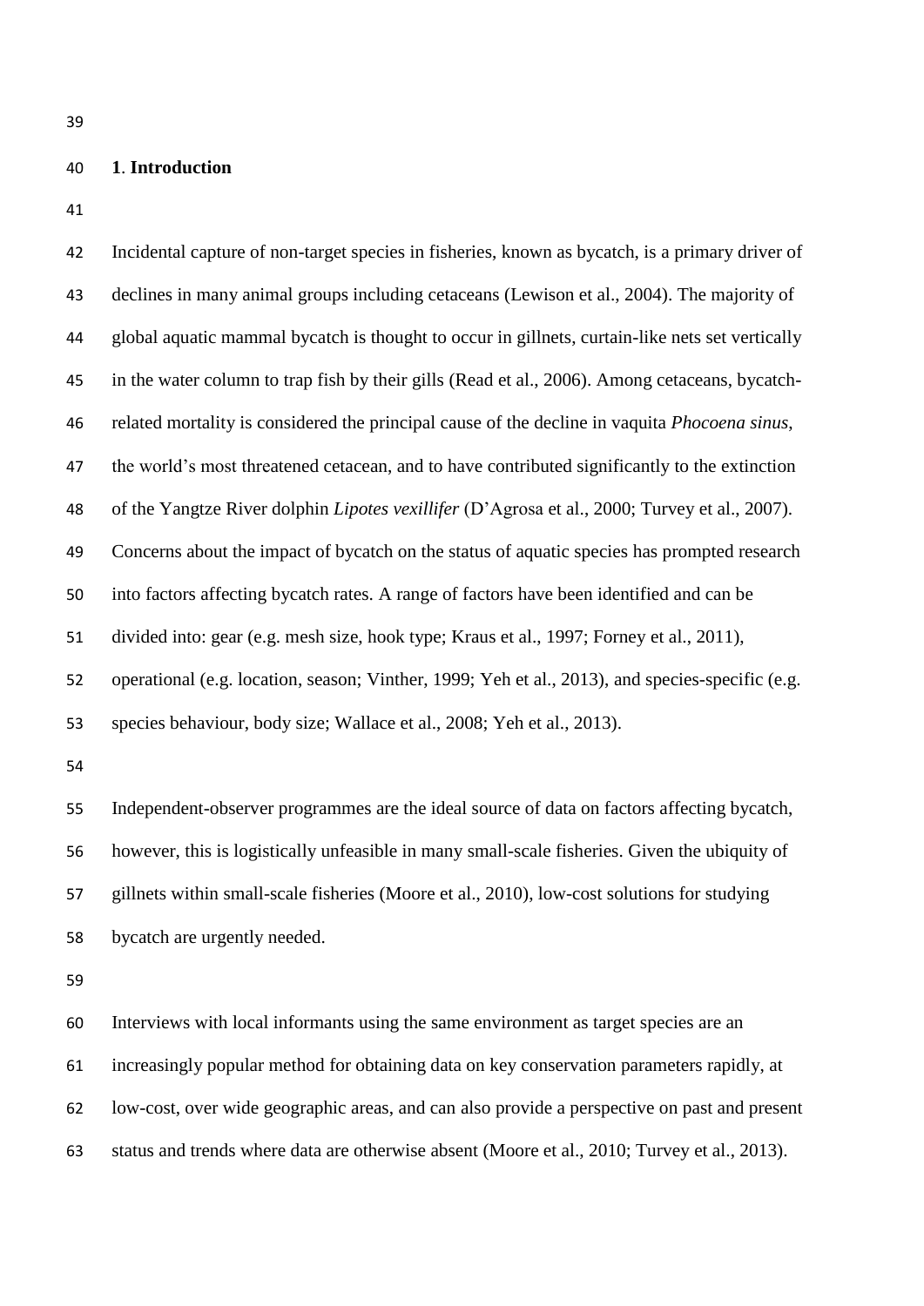## 1. Introduction

Incidental capture of non-target species in fisheries, known as bycatch, is a primary driver of declines in many animal groups including cetaceans (Lewison et al., 2004). The majority of global aquatic mammal bycatch is thought to occur in gillnets, curtain-like nets set vertically in the water column to trap fish by their gills (Read et al., 2006). Among cetaceans, bycatch-related mortality is considered the principal cause of the decline in vaquita *Phocoena sinus*, the world's most threatened cetacean, and to have contributed significantly to the extinction of the Yangtze River dolphin *Lipotes vexillifer* (D'Agrosa et al., 2000; Turvey et al., 2007). Concerns about the impact of bycatch on the status of aquatic species has prompted research into factors affecting bycatch rates. A range of factors have been identified and can be divided into: gear (e.g. mesh size, hook type; Kraus et al., 1997; Forney et al., 2011), operational (e.g. location, season; Vinther, 1999; Yeh et al., 2013), and species-specific (e.g. species behaviour, body size; Wallace et al., 2008; Yeh et al., 2013).

Independent-observer programmes are the ideal source of data on factors affecting bycatch, however, this is logistically unfeasible in many small-scale fisheries. Given the ubiquity of gillnets within small-scale fisheries (Moore et al., 2010), low-cost solutions for studying bycatch are urgently needed.

Interviews with local informants using the same environment as target species are an increasingly popular method for obtaining data on key conservation parameters rapidly, at low-cost, over wide geographic areas, and can also provide a perspective on past and present status and trends where data are otherwise absent (Moore et al., 2010; Turvey et al., 2013).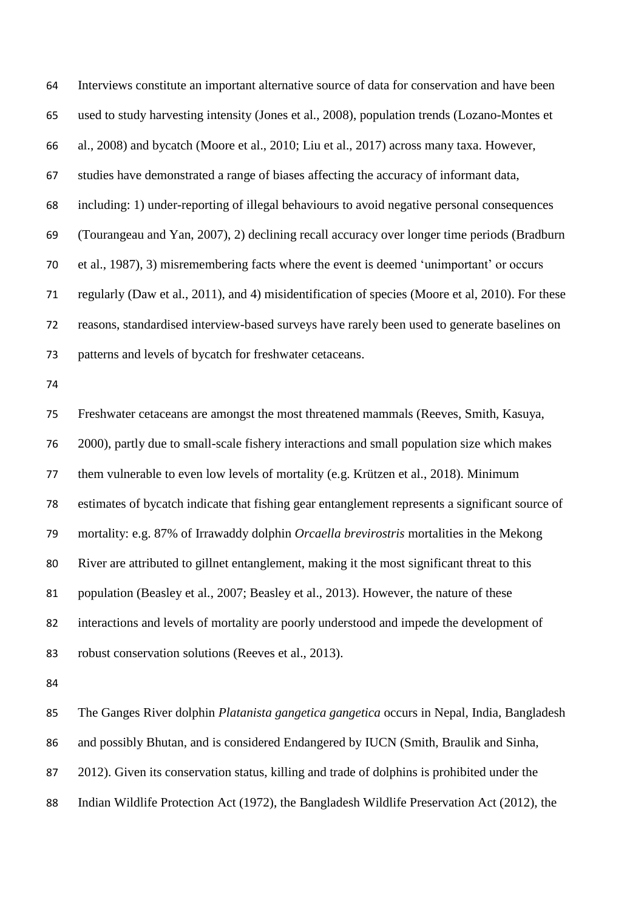Interviews constitute an important alternative source of data for conservation and have been used to study harvesting intensity (Jones et al., 2008), population trends (Lozano-Montes et al., 2008) and bycatch (Moore et al., 2010; Liu et al., 2017) across many taxa. However, studies have demonstrated a range of biases affecting the accuracy of informant data, including: 1) under-reporting of illegal behaviours to avoid negative personal consequences (Tourangeau and Yan, 2007), 2) declining recall accuracy over longer time periods (Bradburn et al., 1987), 3) misremembering facts where the event is deemed 'unimportant' or occurs regularly (Daw et al., 2011), and 4) misidentification of species (Moore et al, 2010). For these reasons, standardised interview-based surveys have rarely been used to generate baselines on patterns and levels of bycatch for freshwater cetaceans.

Freshwater cetaceans are amongst the most threatened mammals (Reeves, Smith, Kasuya, 2000), partly due to small-scale fishery interactions and small population size which makes them vulnerable to even low levels of mortality (e.g. Krützen et al., 2018). Minimum estimates of bycatch indicate that fishing gear entanglement represents a significant source of mortality: e.g. 87% of Irrawaddy dolphin *Orcaella brevirostris* mortalities in the Mekong River are attributed to gillnet entanglement, making it the most significant threat to this population (Beasley et al., 2007; Beasley et al., 2013). However, the nature of these interactions and levels of mortality are poorly understood and impede the development of robust conservation solutions (Reeves et al., 2013).

The Ganges River dolphin *Platanista gangetica gangetica* occurs in Nepal, India, Bangladesh and possibly Bhutan, and is considered Endangered by IUCN (Smith, Braulik and Sinha, 2012). Given its conservation status, killing and trade of dolphins is prohibited under the Indian Wildlife Protection Act (1972), the Bangladesh Wildlife Preservation Act (2012), the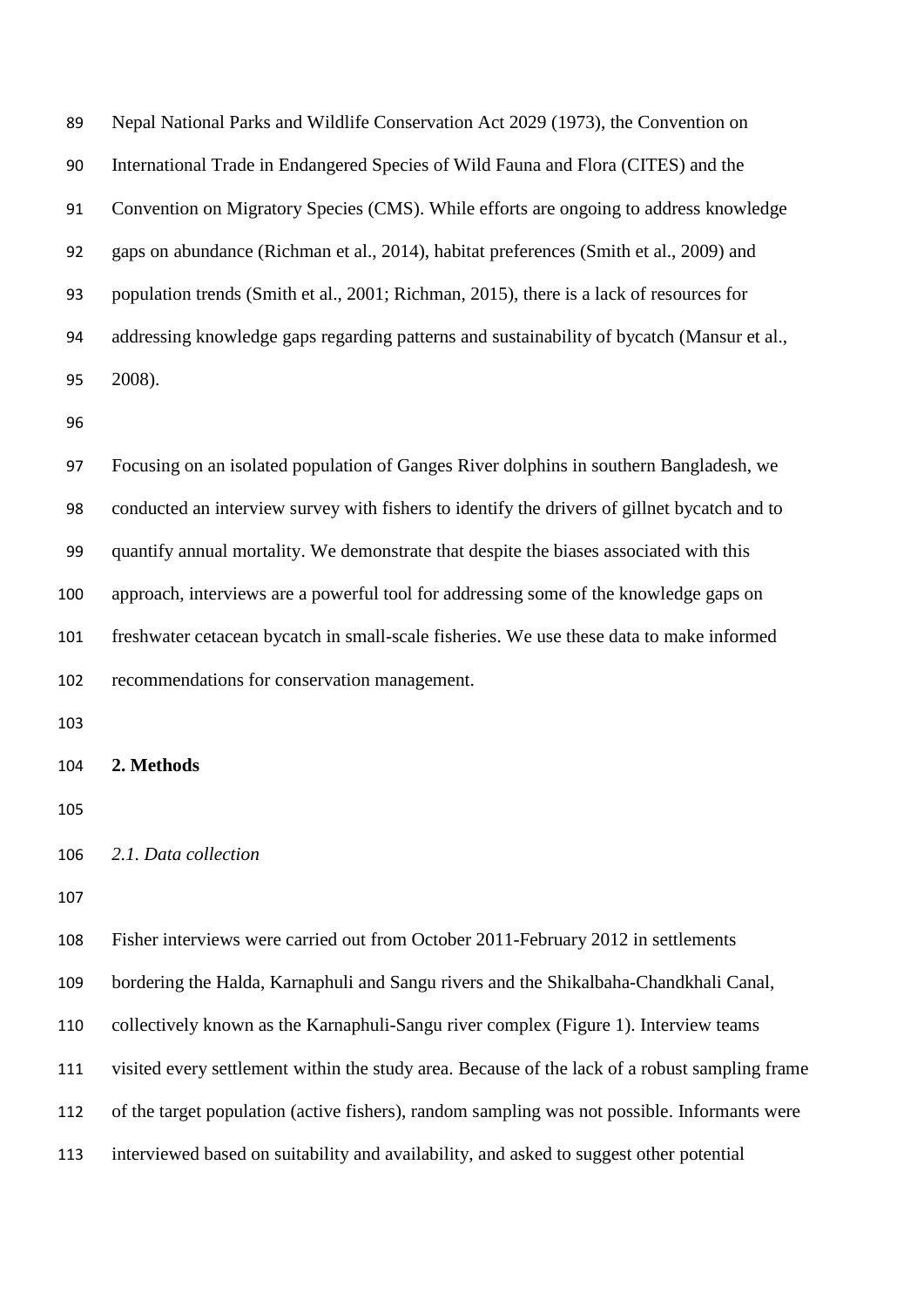Nepal National Parks and Wildlife Conservation Act 2029 (1973), the Convention on International Trade in Endangered Species of Wild Fauna and Flora (CITES) and the Convention on Migratory Species (CMS). While efforts are ongoing to address knowledge gaps on abundance (Richman et al., 2014), habitat preferences (Smith et al., 2009) and population trends (Smith et al., 2001; Richman, 2015), there is a lack of resources for addressing knowledge gaps regarding patterns and sustainability of bycatch (Mansur et al., 2008).

Focusing on an isolated population of Ganges River dolphins in southern Bangladesh, we conducted an interview survey with fishers to identify the drivers of gillnet bycatch and to quantify annual mortality. We demonstrate that despite the biases associated with this approach, interviews are a powerful tool for addressing some of the knowledge gaps on freshwater cetacean bycatch in small-scale fisheries. We use these data to make informed recommendations for conservation management.

## 2. Methods

### *2.1. Data collection*

Fisher interviews were carried out from October 2011-February 2012 in settlements bordering the Halda, Karnaphuli and Sangu rivers and the Shikalbaha-Chandkhali Canal, collectively known as the Karnaphuli-Sangu river complex (Figure 1). Interview teams visited every settlement within the study area. Because of the lack of a robust sampling frame of the target population (active fishers), random sampling was not possible. Informants were interviewed based on suitability and availability, and asked to suggest other potential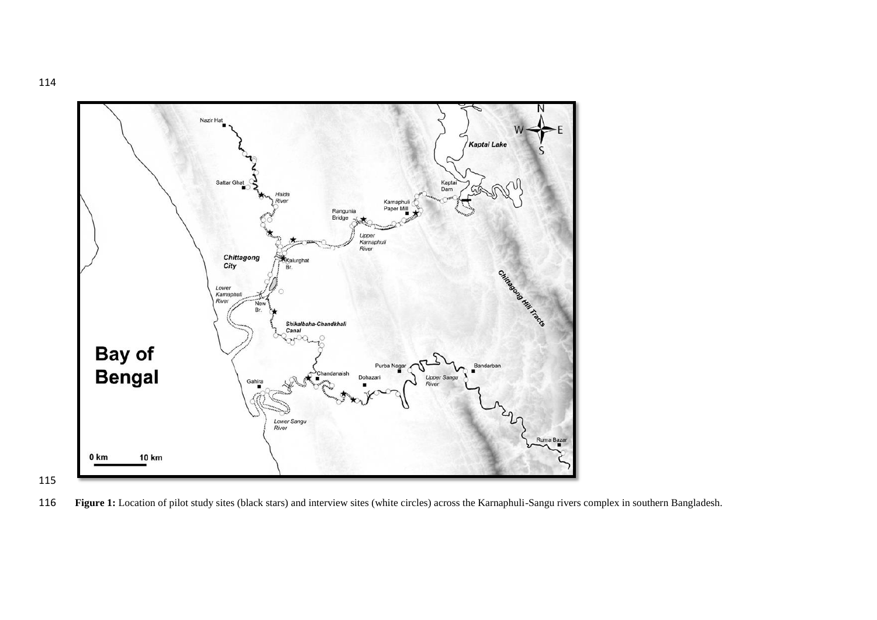**Figure 1:** Location of pilot study sites (black stars) and interview sites (white circles) across the Karnaphuli-Sangu rivers complex in southern Bangladesh.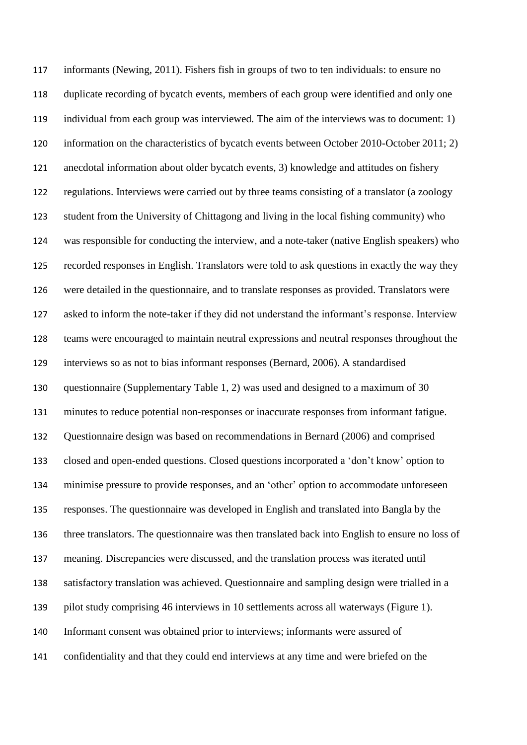informants (Newing, 2011). Fishers fish in groups of two to ten individuals: to ensure no duplicate recording of bycatch events, members of each group were identified and only one individual from each group was interviewed. The aim of the interviews was to document: 1) information on the characteristics of bycatch events between October 2010-October 2011; 2) anecdotal information about older bycatch events, 3) knowledge and attitudes on fishery regulations. Interviews were carried out by three teams consisting of a translator (a zoology student from the University of Chittagong and living in the local fishing community) who was responsible for conducting the interview, and a note-taker (native English speakers) who recorded responses in English. Translators were told to ask questions in exactly the way they were detailed in the questionnaire, and to translate responses as provided. Translators were asked to inform the note-taker if they did not understand the informant's response. Interview teams were encouraged to maintain neutral expressions and neutral responses throughout the interviews so as not to bias informant responses (Bernard, 2006). A standardised questionnaire (Supplementary Table 1, 2) was used and designed to a maximum of 30 minutes to reduce potential non-responses or inaccurate responses from informant fatigue. Questionnaire design was based on recommendations in Bernard (2006) and comprised closed and open-ended questions. Closed questions incorporated a 'don't know' option to minimise pressure to provide responses, and an 'other' option to accommodate unforeseen responses. The questionnaire was developed in English and translated into Bangla by the three translators. The questionnaire was then translated back into English to ensure no loss of meaning. Discrepancies were discussed, and the translation process was iterated until satisfactory translation was achieved. Questionnaire and sampling design were trialled in a pilot study comprising 46 interviews in 10 settlements across all waterways (Figure 1). Informant consent was obtained prior to interviews; informants were assured of confidentiality and that they could end interviews at any time and were briefed on the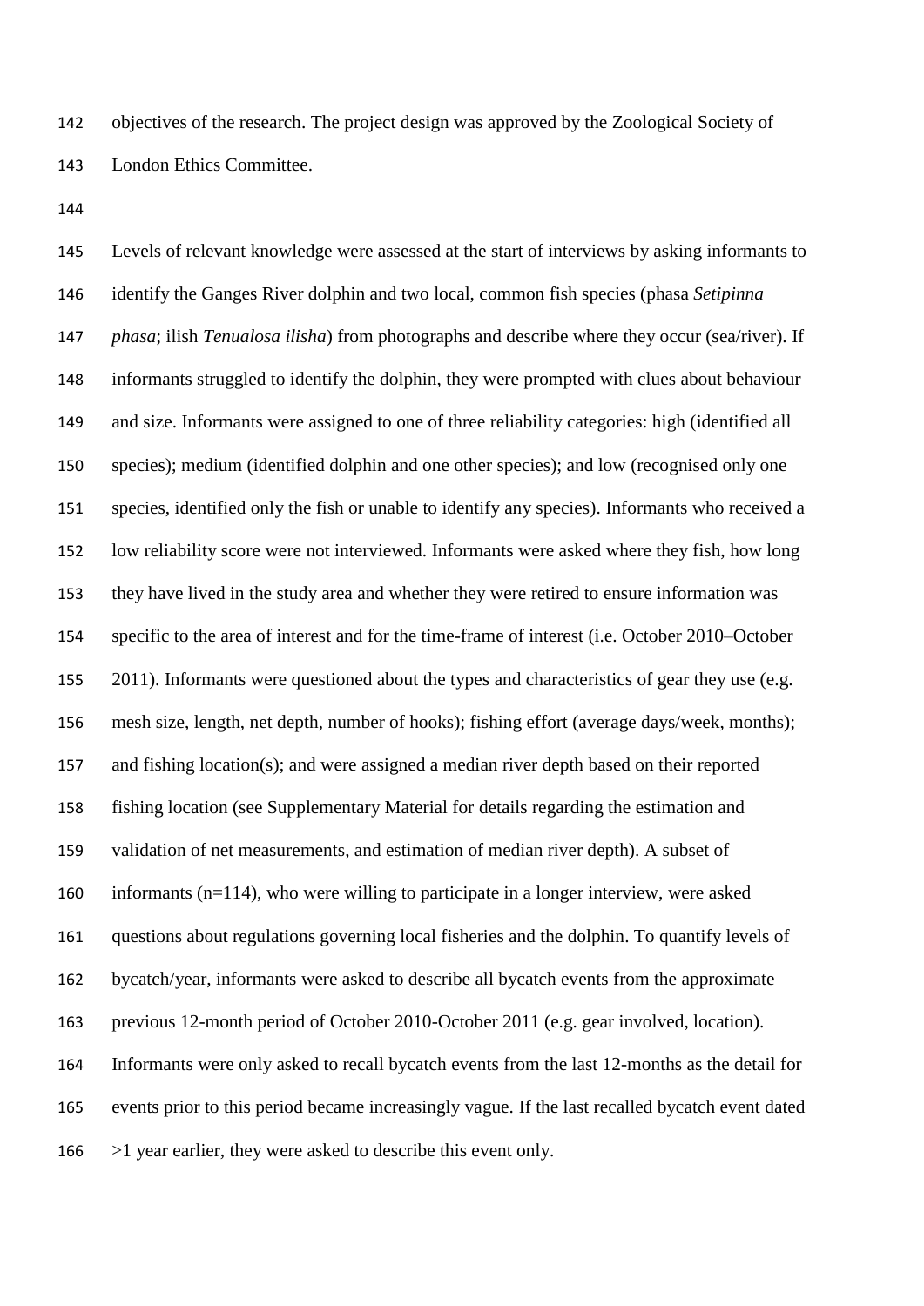objectives of the research. The project design was approved by the Zoological Society of London Ethics Committee.

Levels of relevant knowledge were assessed at the start of interviews by asking informants to identify the Ganges River dolphin and two local, common fish species (phasa *Setipinna phasa*; ilish *Tenualosa ilisha*) from photographs and describe where they occur (sea/river). If informants struggled to identify the dolphin, they were prompted with clues about behaviour and size. Informants were assigned to one of three reliability categories: high (identified all species); medium (identified dolphin and one other species); and low (recognised only one species, identified only the fish or unable to identify any species). Informants who received a low reliability score were not interviewed. Informants were asked where they fish, how long they have lived in the study area and whether they were retired to ensure information was specific to the area of interest and for the time-frame of interest (i.e. October 2010–October 2011). Informants were questioned about the types and characteristics of gear they use (e.g. mesh size, length, net depth, number of hooks); fishing effort (average days/week, months); and fishing location(s); and were assigned a median river depth based on their reported fishing location (see Supplementary Material for details regarding the estimation and validation of net measurements, and estimation of median river depth). A subset of informants (n=114), who were willing to participate in a longer interview, were asked questions about regulations governing local fisheries and the dolphin. To quantify levels of bycatch/year, informants were asked to describe all bycatch events from the approximate previous 12-month period of October 2010-October 2011 (e.g. gear involved, location). Informants were only asked to recall bycatch events from the last 12-months as the detail for events prior to this period became increasingly vague. If the last recalled bycatch event dated >1 year earlier, they were asked to describe this event only.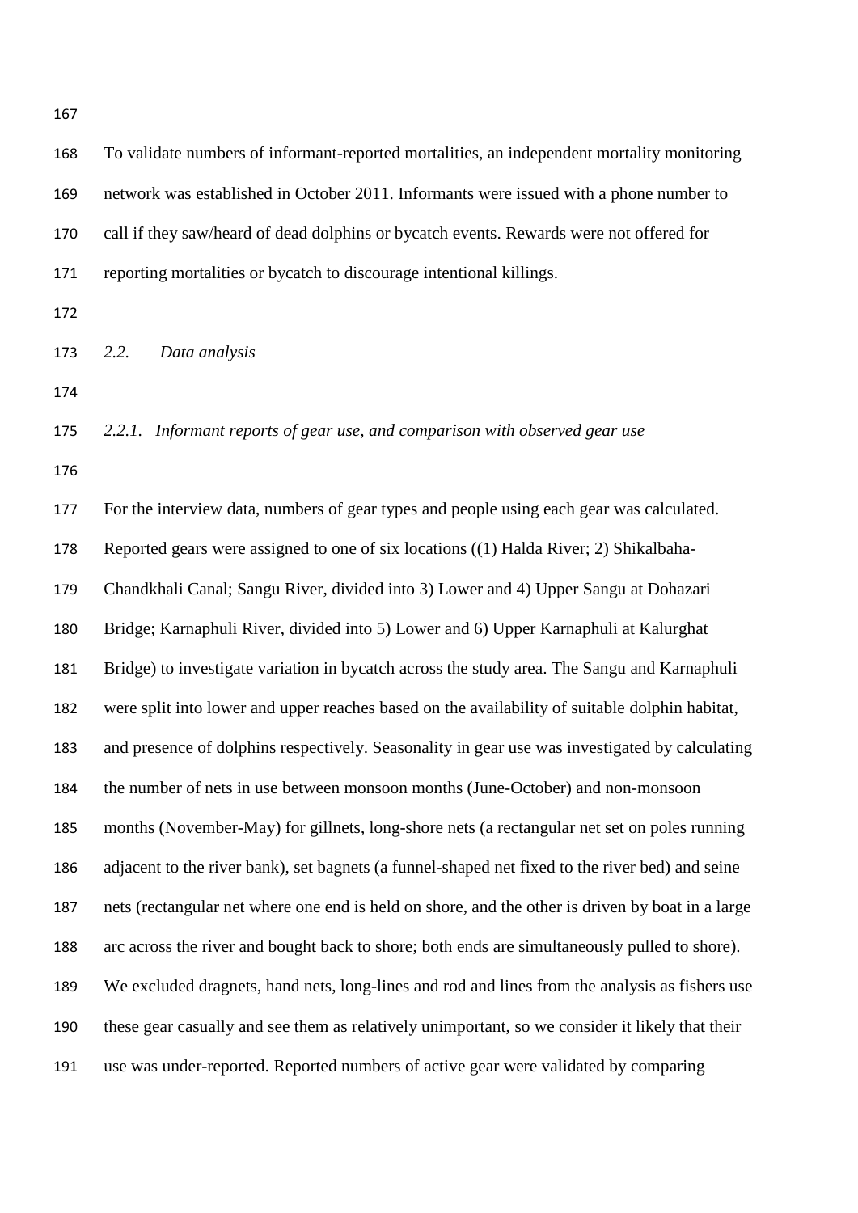To validate numbers of informant-reported mortalities, an independent mortality monitoring network was established in October 2011. Informants were issued with a phone number to call if they saw/heard of dead dolphins or bycatch events. Rewards were not offered for reporting mortalities or bycatch to discourage intentional killings.

### *2.2. Data analysis*

#### *2.2.1. Informant reports of gear use, and comparison with observed gear use*

For the interview data, numbers of gear types and people using each gear was calculated. Reported gears were assigned to one of six locations ((1) Halda River; 2) Shikalbaha-Chandkhali Canal; Sangu River, divided into 3) Lower and 4) Upper Sangu at Dohazari Bridge; Karnaphuli River, divided into 5) Lower and 6) Upper Karnaphuli at Kalurghat Bridge) to investigate variation in bycatch across the study area. The Sangu and Karnaphuli were split into lower and upper reaches based on the availability of suitable dolphin habitat, and presence of dolphins respectively. Seasonality in gear use was investigated by calculating the number of nets in use between monsoon months (June-October) and non-monsoon months (November-May) for gillnets, long-shore nets (a rectangular net set on poles running adjacent to the river bank), set bagnets (a funnel-shaped net fixed to the river bed) and seine nets (rectangular net where one end is held on shore, and the other is driven by boat in a large arc across the river and bought back to shore; both ends are simultaneously pulled to shore). We excluded dragnets, hand nets, long-lines and rod and lines from the analysis as fishers use these gear casually and see them as relatively unimportant, so we consider it likely that their use was under-reported. Reported numbers of active gear were validated by comparing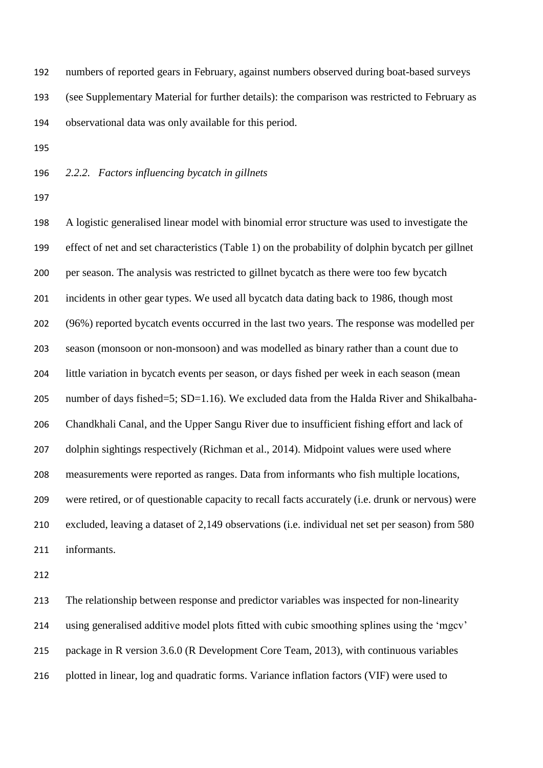numbers of reported gears in February, against numbers observed during boat-based surveys (see Supplementary Material for further details): the comparison was restricted to February as observational data was only available for this period.

### *2.2.2. Factors influencing bycatch in gillnets*

A logistic generalised linear model with binomial error structure was used to investigate the effect of net and set characteristics (Table 1) on the probability of dolphin bycatch per gillnet per season. The analysis was restricted to gillnet bycatch as there were too few bycatch incidents in other gear types. We used all bycatch data dating back to 1986, though most (96%) reported bycatch events occurred in the last two years. The response was modelled per season (monsoon or non-monsoon) and was modelled as binary rather than a count due to little variation in bycatch events per season, or days fished per week in each season (mean number of days fished=5; SD=1.16). We excluded data from the Halda River and Shikalbaha-Chandkhali Canal, and the Upper Sangu River due to insufficient fishing effort and lack of dolphin sightings respectively (Richman et al., 2014). Midpoint values were used where measurements were reported as ranges. Data from informants who fish multiple locations, were retired, or of questionable capacity to recall facts accurately (i.e. drunk or nervous) were excluded, leaving a dataset of 2,149 observations (i.e. individual net set per season) from 580 informants.

The relationship between response and predictor variables was inspected for non-linearity using generalised additive model plots fitted with cubic smoothing splines using the 'mgcv' package in R version 3.6.0 (R Development Core Team, 2013), with continuous variables plotted in linear, log and quadratic forms. Variance inflation factors (VIF) were used to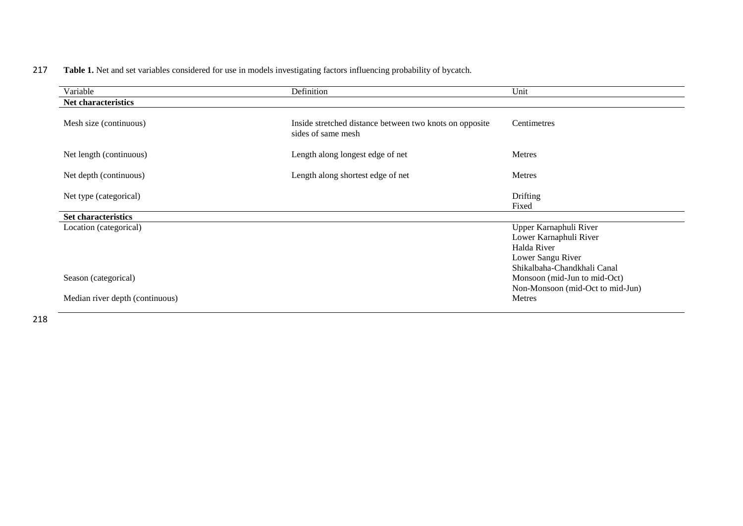**Table 1.** Net and set variables considered for use in models investigating factors influencing probability of bycatch.

| Variable | Definition | Unit |
|---|---|---|
| **Net characteristics** | | |
| Mesh size (continuous) | Inside stretched distance between two knots on opposite sides of same mesh | Centimetres |
| Net length (continuous) | Length along longest edge of net | Metres |
| Net depth (continuous) | Length along shortest edge of net | Metres |
| Net type (categorical) | | Drifting<br>Fixed |
| **Set characteristics** | | |
| Location (categorical) | | Upper Karnaphuli River<br>Lower Karnaphuli River<br>Halda River<br>Lower Sangu River<br>Shikalbaha-Chandkhali Canal |
| Season (categorical) | | Monsoon (mid-Jun to mid-Oct)<br>Non-Monsoon (mid-Oct to mid-Jun) |
| Median river depth (continuous) | | Metres |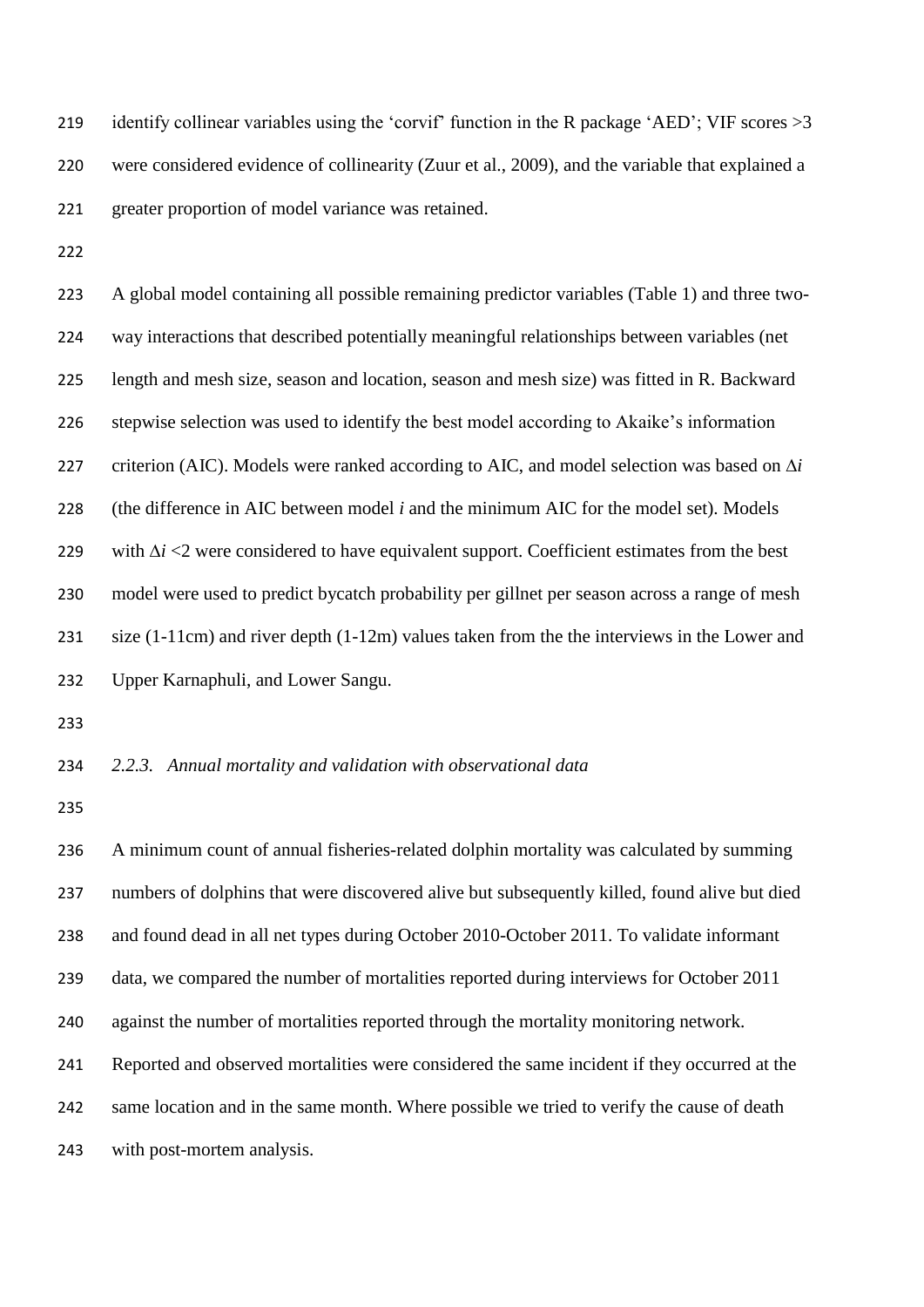identify collinear variables using the 'corvif' function in the R package 'AED'; VIF scores >3 were considered evidence of collinearity (Zuur et al., 2009), and the variable that explained a greater proportion of model variance was retained.

A global model containing all possible remaining predictor variables (Table 1) and three two-way interactions that described potentially meaningful relationships between variables (net length and mesh size, season and location, season and mesh size) was fitted in R. Backward stepwise selection was used to identify the best model according to Akaike's information criterion (AIC). Models were ranked according to AIC, and model selection was based on $\Delta i$ (the difference in AIC between model $i$ and the minimum AIC for the model set). Models with $\Delta i < 2$ were considered to have equivalent support. Coefficient estimates from the best model were used to predict bycatch probability per gillnet per season across a range of mesh size (1-11cm) and river depth (1-12m) values taken from the the interviews in the Lower and Upper Karnaphuli, and Lower Sangu.

### *2.2.3. Annual mortality and validation with observational data*

A minimum count of annual fisheries-related dolphin mortality was calculated by summing numbers of dolphins that were discovered alive but subsequently killed, found alive but died and found dead in all net types during October 2010-October 2011. To validate informant data, we compared the number of mortalities reported during interviews for October 2011 against the number of mortalities reported through the mortality monitoring network. Reported and observed mortalities were considered the same incident if they occurred at the same location and in the same month. Where possible we tried to verify the cause of death with post-mortem analysis.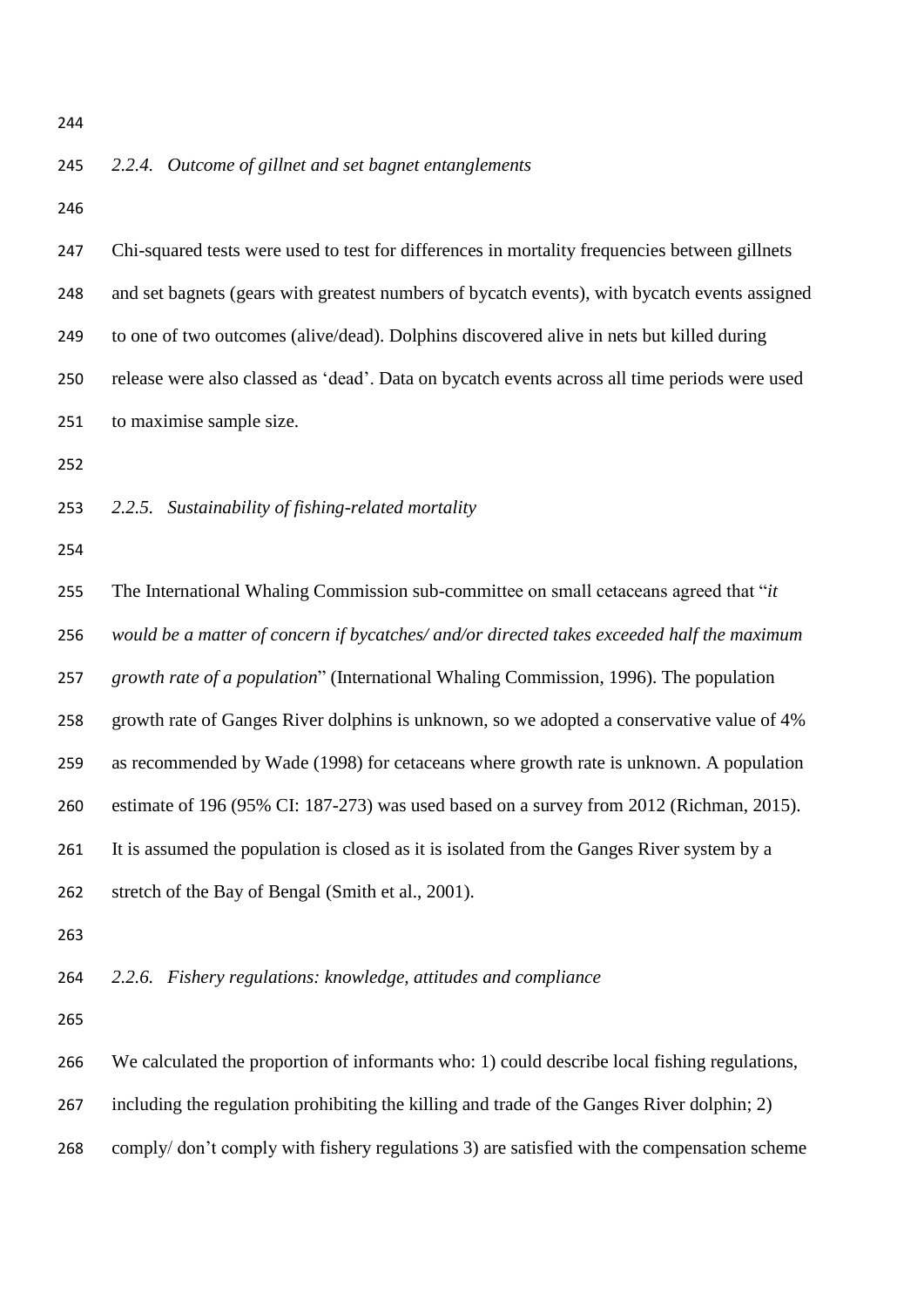### *2.2.4. Outcome of gillnet and set bagnet entanglements*

Chi-squared tests were used to test for differences in mortality frequencies between gillnets and set bagnets (gears with greatest numbers of bycatch events), with bycatch events assigned to one of two outcomes (alive/dead). Dolphins discovered alive in nets but killed during release were also classed as 'dead'. Data on bycatch events across all time periods were used to maximise sample size.

### *2.2.5. Sustainability of fishing-related mortality*

The International Whaling Commission sub-committee on small cetaceans agreed that "*it would be a matter of concern if bycatches/ and/or directed takes exceeded half the maximum growth rate of a population*" (International Whaling Commission, 1996). The population growth rate of Ganges River dolphins is unknown, so we adopted a conservative value of 4% as recommended by Wade (1998) for cetaceans where growth rate is unknown. A population estimate of 196 (95% CI: 187-273) was used based on a survey from 2012 (Richman, 2015). It is assumed the population is closed as it is isolated from the Ganges River system by a stretch of the Bay of Bengal (Smith et al., 2001).

### *2.2.6. Fishery regulations: knowledge, attitudes and compliance*

We calculated the proportion of informants who: 1) could describe local fishing regulations, including the regulation prohibiting the killing and trade of the Ganges River dolphin; 2) comply/ don't comply with fishery regulations 3) are satisfied with the compensation scheme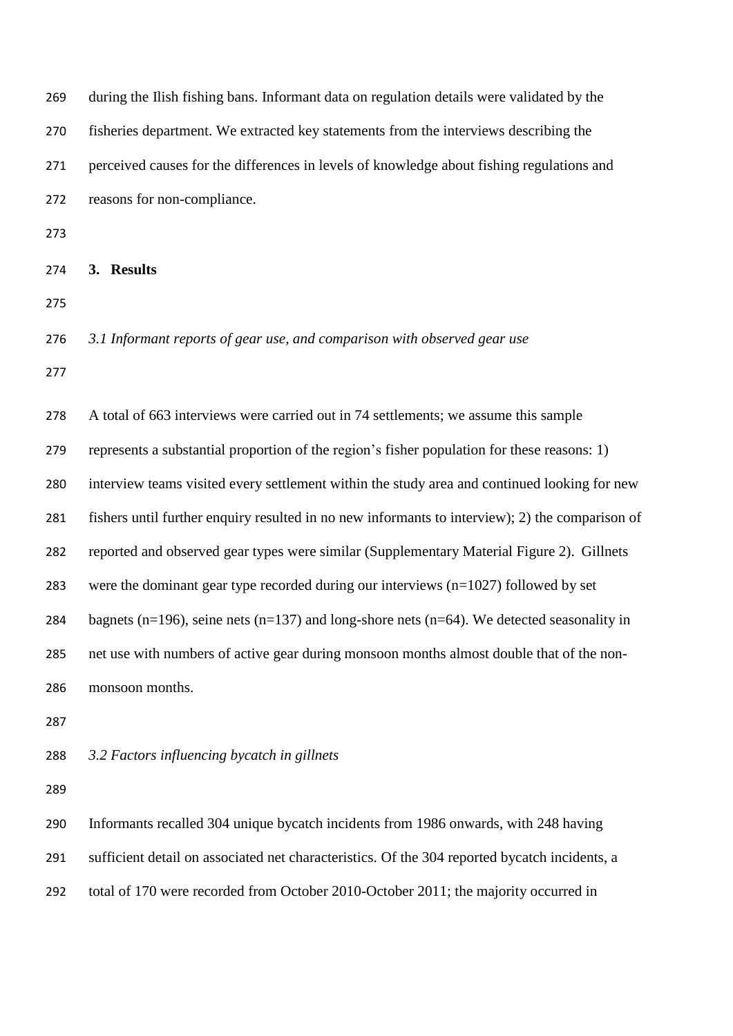during the Ilish fishing bans. Informant data on regulation details were validated by the fisheries department. We extracted key statements from the interviews describing the perceived causes for the differences in levels of knowledge about fishing regulations and reasons for non-compliance.

## 3. Results

### *3.1 Informant reports of gear use, and comparison with observed gear use*

A total of 663 interviews were carried out in 74 settlements; we assume this sample represents a substantial proportion of the region's fisher population for these reasons: 1) interview teams visited every settlement within the study area and continued looking for new fishers until further enquiry resulted in no new informants to interview); 2) the comparison of reported and observed gear types were similar (Supplementary Material Figure 2). Gillnets were the dominant gear type recorded during our interviews (n=1027) followed by set bagnets (n=196), seine nets (n=137) and long-shore nets (n=64). We detected seasonality in net use with numbers of active gear during monsoon months almost double that of the non-monsoon months.

### *3.2 Factors influencing bycatch in gillnets*

Informants recalled 304 unique bycatch incidents from 1986 onwards, with 248 having sufficient detail on associated net characteristics. Of the 304 reported bycatch incidents, a total of 170 were recorded from October 2010-October 2011; the majority occurred in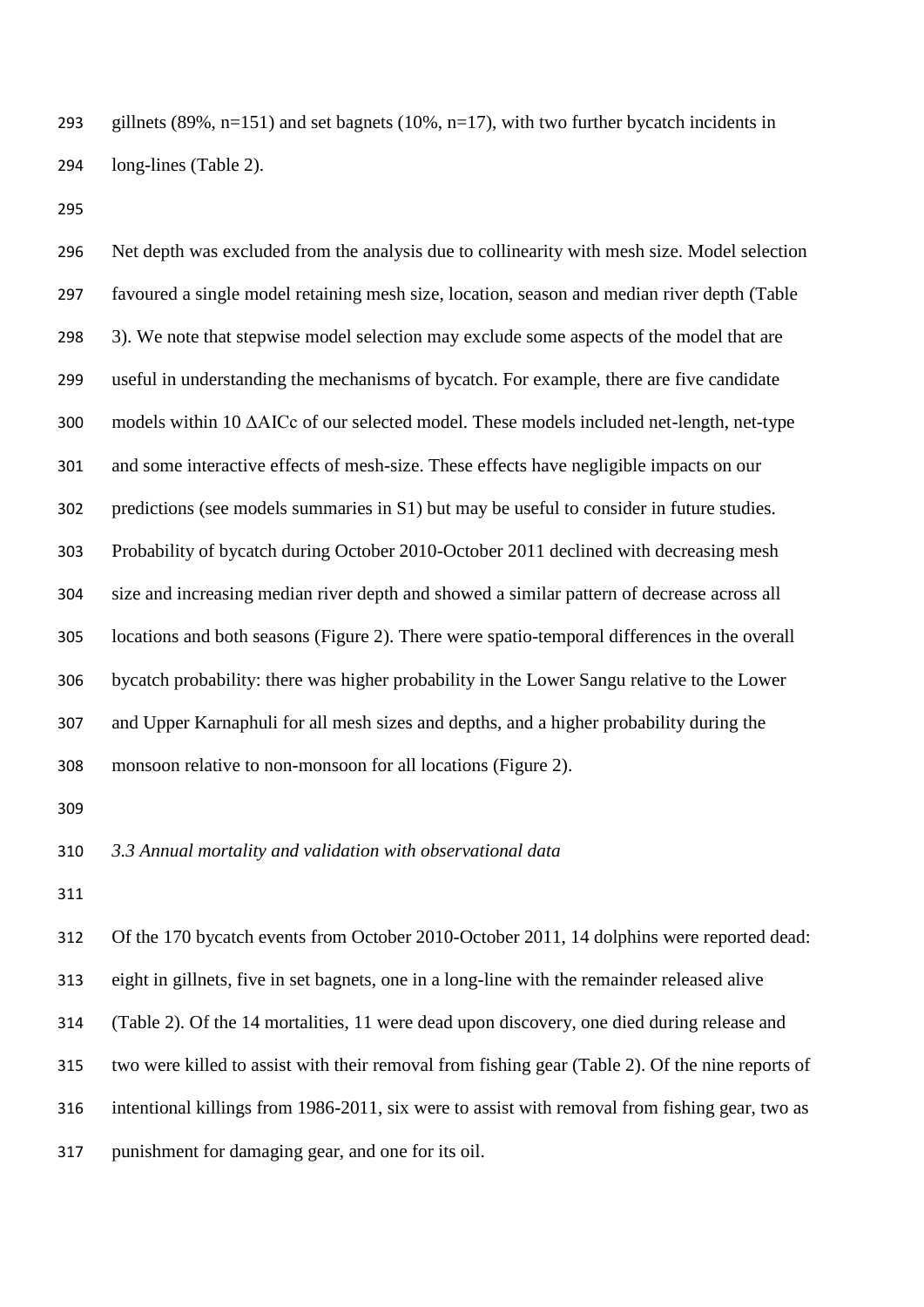gillnets (89%, n=151) and set bagnets (10%, n=17), with two further bycatch incidents in long-lines (Table 2).

Net depth was excluded from the analysis due to collinearity with mesh size. Model selection favoured a single model retaining mesh size, location, season and median river depth (Table 3). We note that stepwise model selection may exclude some aspects of the model that are useful in understanding the mechanisms of bycatch. For example, there are five candidate models within 10 ΔAICc of our selected model. These models included net-length, net-type and some interactive effects of mesh-size. These effects have negligible impacts on our predictions (see models summaries in S1) but may be useful to consider in future studies. Probability of bycatch during October 2010-October 2011 declined with decreasing mesh size and increasing median river depth and showed a similar pattern of decrease across all locations and both seasons (Figure 2). There were spatio-temporal differences in the overall bycatch probability: there was higher probability in the Lower Sangu relative to the Lower and Upper Karnaphuli for all mesh sizes and depths, and a higher probability during the monsoon relative to non-monsoon for all locations (Figure 2).

### *3.3 Annual mortality and validation with observational data*

Of the 170 bycatch events from October 2010-October 2011, 14 dolphins were reported dead: eight in gillnets, five in set bagnets, one in a long-line with the remainder released alive (Table 2). Of the 14 mortalities, 11 were dead upon discovery, one died during release and two were killed to assist with their removal from fishing gear (Table 2). Of the nine reports of intentional killings from 1986-2011, six were to assist with removal from fishing gear, two as punishment for damaging gear, and one for its oil.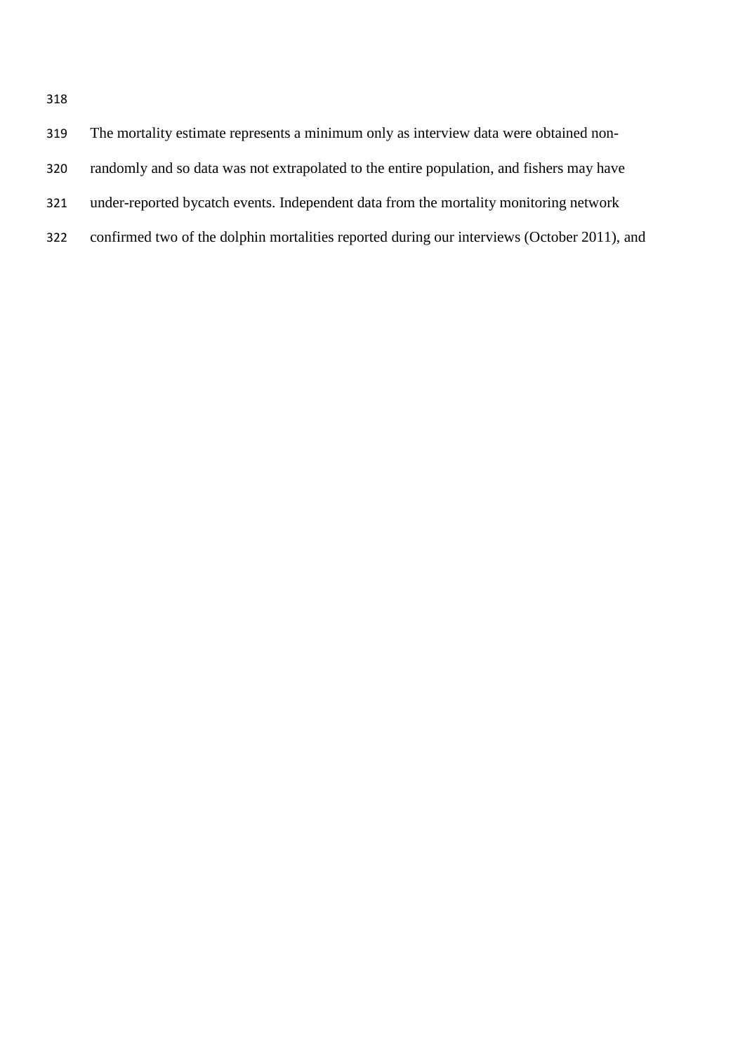The mortality estimate represents a minimum only as interview data were obtained non-randomly and so data was not extrapolated to the entire population, and fishers may have under-reported bycatch events. Independent data from the mortality monitoring network confirmed two of the dolphin mortalities reported during our interviews (October 2011), and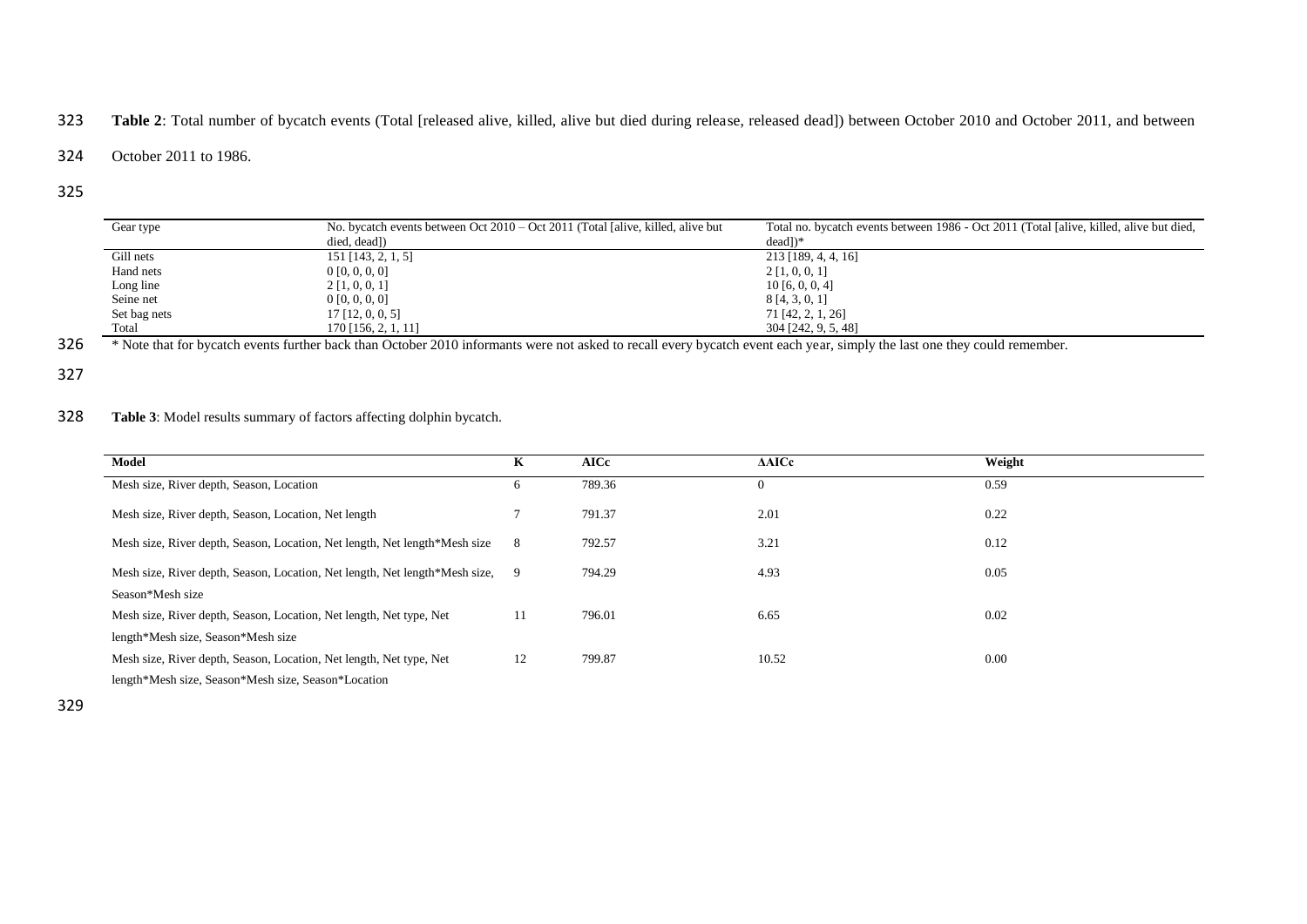**Table 2**: Total number of bycatch events (Total [released alive, killed, alive but died during release, released dead]) between October 2010 and October 2011, and between October 2011 to 1986.

| Gear type | No. bycatch events between Oct 2010 – Oct 2011 (Total [alive, killed, alive but died, dead]) | Total no. bycatch events between 1986 - Oct 2011 (Total [alive, killed, alive but died, dead])* |
|---|---|---|
| Gill nets | 151 [143, 2, 1, 5] | 213 [189, 4, 4, 16] |
| Hand nets | 0 [0, 0, 0, 0] | 2 [1, 0, 0, 1] |
| Long line | 2 [1, 0, 0, 1] | 10 [6, 0, 0, 4] |
| Seine net | 0 [0, 0, 0, 0] | 8 [4, 3, 0, 1] |
| Set bag nets | 17 [12, 0, 0, 5] | 71 [42, 2, 1, 26] |
| Total | 170 [156, 2, 1, 11] | 304 [242, 9, 5, 48] |

* Note that for bycatch events further back than October 2010 informants were not asked to recall every bycatch event each year, simply the last one they could remember.

**Table 3**: Model results summary of factors affecting dolphin bycatch.

| Model | K | AICc | ΔAICc | Weight |
|---|---|---|---|---|
| Mesh size, River depth, Season, Location | 6 | 789.36 | 0 | 0.59 |
| Mesh size, River depth, Season, Location, Net length | 7 | 791.37 | 2.01 | 0.22 |
| Mesh size, River depth, Season, Location, Net length, Net length*Mesh size | 8 | 792.57 | 3.21 | 0.12 |
| Mesh size, River depth, Season, Location, Net length, Net length*Mesh size, Season*Mesh size | 9 | 794.29 | 4.93 | 0.05 |
| Mesh size, River depth, Season, Location, Net length, Net type, Net length*Mesh size, Season*Mesh size | 11 | 796.01 | 6.65 | 0.02 |
| Mesh size, River depth, Season, Location, Net length, Net type, Net length*Mesh size, Season*Mesh size, Season*Location | 12 | 799.87 | 10.52 | 0.00 |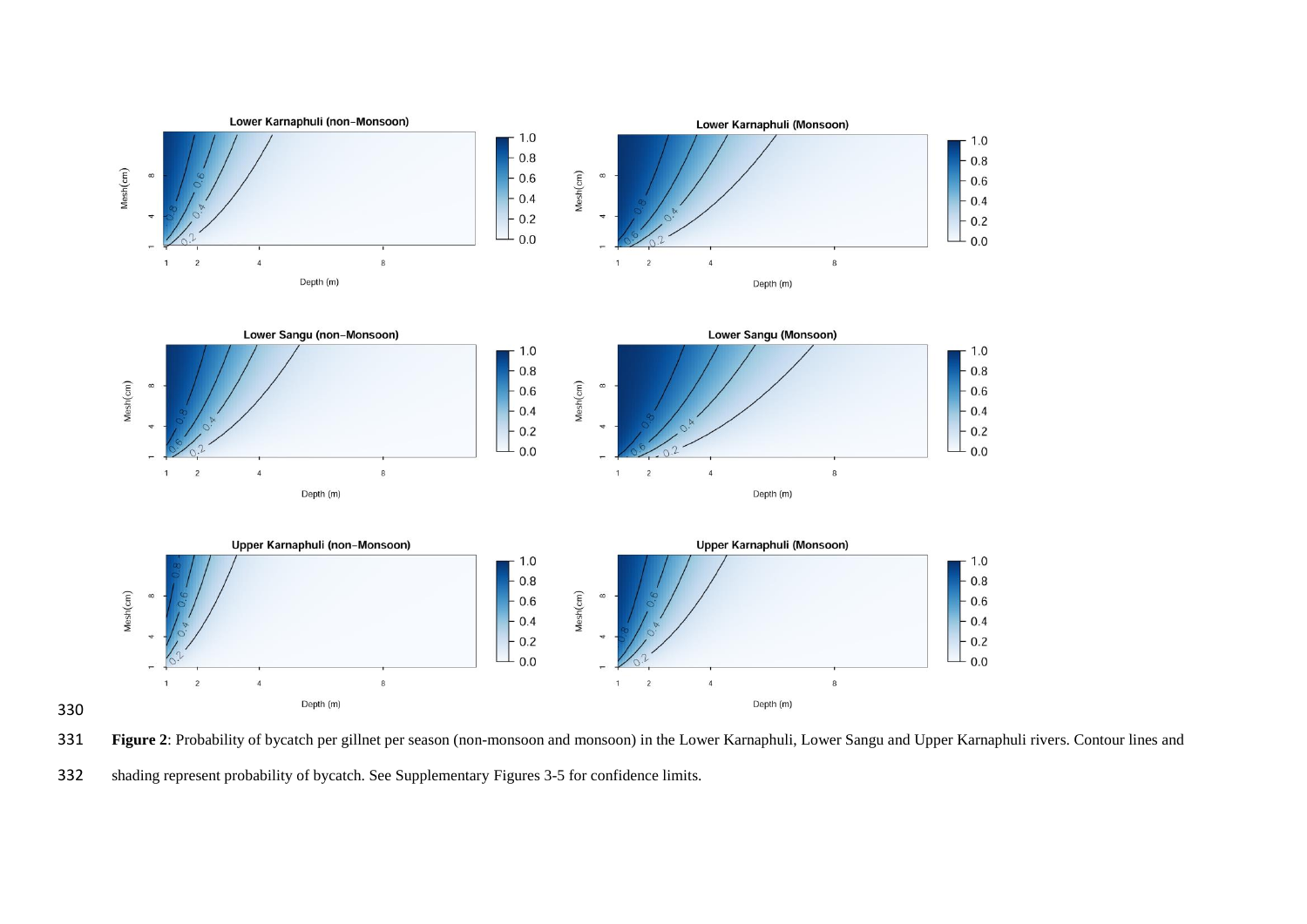**Figure 2**: Probability of bycatch per gillnet per season (non-monsoon and monsoon) in the Lower Karnaphuli, Lower Sangu and Upper Karnaphuli rivers. Contour lines and shading represent probability of bycatch. See Supplementary Figures 3-5 for confidence limits.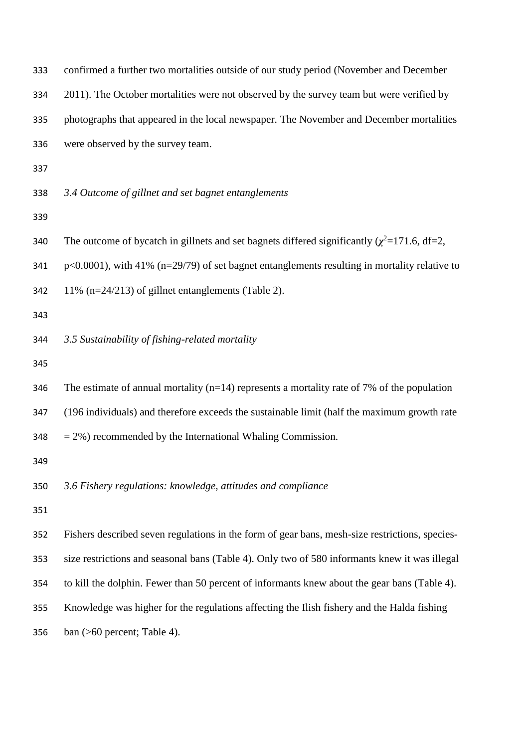confirmed a further two mortalities outside of our study period (November and December 2011). The October mortalities were not observed by the survey team but were verified by photographs that appeared in the local newspaper. The November and December mortalities were observed by the survey team.

*3.4 Outcome of gillnet and set bagnet entanglements*

The outcome of bycatch in gillnets and set bagnets differed significantly ($\chi^2$=171.6, df=2, $p$<0.0001), with 41% (n=29/79) of set bagnet entanglements resulting in mortality relative to 11% (n=24/213) of gillnet entanglements (Table 2).

*3.5 Sustainability of fishing-related mortality*

The estimate of annual mortality (n=14) represents a mortality rate of 7% of the population (196 individuals) and therefore exceeds the sustainable limit (half the maximum growth rate = 2%) recommended by the International Whaling Commission.

*3.6 Fishery regulations: knowledge, attitudes and compliance*

Fishers described seven regulations in the form of gear bans, mesh-size restrictions, species-size restrictions and seasonal bans (Table 4). Only two of 580 informants knew it was illegal to kill the dolphin. Fewer than 50 percent of informants knew about the gear bans (Table 4). Knowledge was higher for the regulations affecting the Ilish fishery and the Halda fishing ban (>60 percent; Table 4).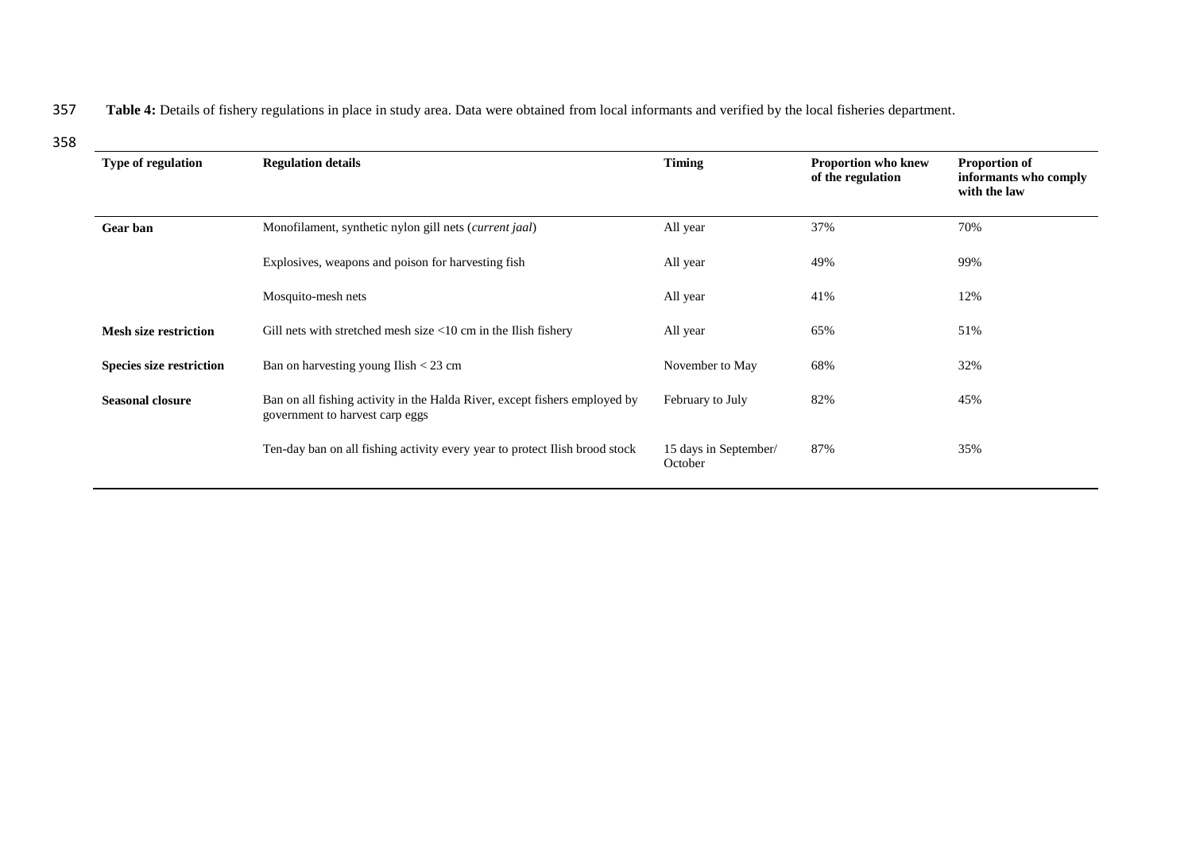**Table 4:** Details of fishery regulations in place in study area. Data were obtained from local informants and verified by the local fisheries department.

| Type of regulation | Regulation details | Timing | Proportion who knew of the regulation | Proportion of informants who comply with the law |
|---|---|---|---|---|
| **Gear ban** | Monofilament, synthetic nylon gill nets (*current jaal*) | All year | 37% | 70% |
| | Explosives, weapons and poison for harvesting fish | All year | 49% | 99% |
| | Mosquito-mesh nets | All year | 41% | 12% |
| **Mesh size restriction** | Gill nets with stretched mesh size <10 cm in the Ilish fishery | All year | 65% | 51% |
| **Species size restriction** | Ban on harvesting young Ilish < 23 cm | November to May | 68% | 32% |
| **Seasonal closure** | Ban on all fishing activity in the Halda River, except fishers employed by government to harvest carp eggs | February to July | 82% | 45% |
| | Ten-day ban on all fishing activity every year to protect Ilish brood stock | 15 days in September/ October | 87% | 35% |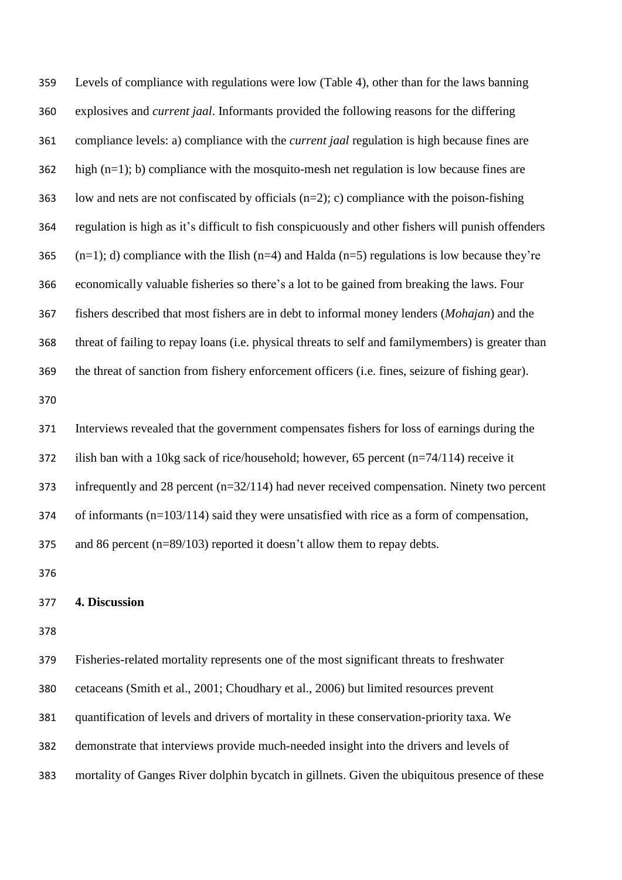Levels of compliance with regulations were low (Table 4), other than for the laws banning explosives and *current jaal*. Informants provided the following reasons for the differing compliance levels: a) compliance with the *current jaal* regulation is high because fines are high (n=1); b) compliance with the mosquito-mesh net regulation is low because fines are low and nets are not confiscated by officials (n=2); c) compliance with the poison-fishing regulation is high as it's difficult to fish conspicuously and other fishers will punish offenders (n=1); d) compliance with the Ilish (n=4) and Halda (n=5) regulations is low because they're economically valuable fisheries so there's a lot to be gained from breaking the laws. Four fishers described that most fishers are in debt to informal money lenders (*Mohajan*) and the threat of failing to repay loans (i.e. physical threats to self and familymembers) is greater than the threat of sanction from fishery enforcement officers (i.e. fines, seizure of fishing gear).

Interviews revealed that the government compensates fishers for loss of earnings during the ilish ban with a 10kg sack of rice/household; however, 65 percent (n=74/114) receive it infrequently and 28 percent (n=32/114) had never received compensation. Ninety two percent of informants (n=103/114) said they were unsatisfied with rice as a form of compensation, and 86 percent (n=89/103) reported it doesn't allow them to repay debts.

## 4. Discussion

Fisheries-related mortality represents one of the most significant threats to freshwater cetaceans (Smith et al., 2001; Choudhary et al., 2006) but limited resources prevent quantification of levels and drivers of mortality in these conservation-priority taxa. We demonstrate that interviews provide much-needed insight into the drivers and levels of mortality of Ganges River dolphin bycatch in gillnets. Given the ubiquitous presence of these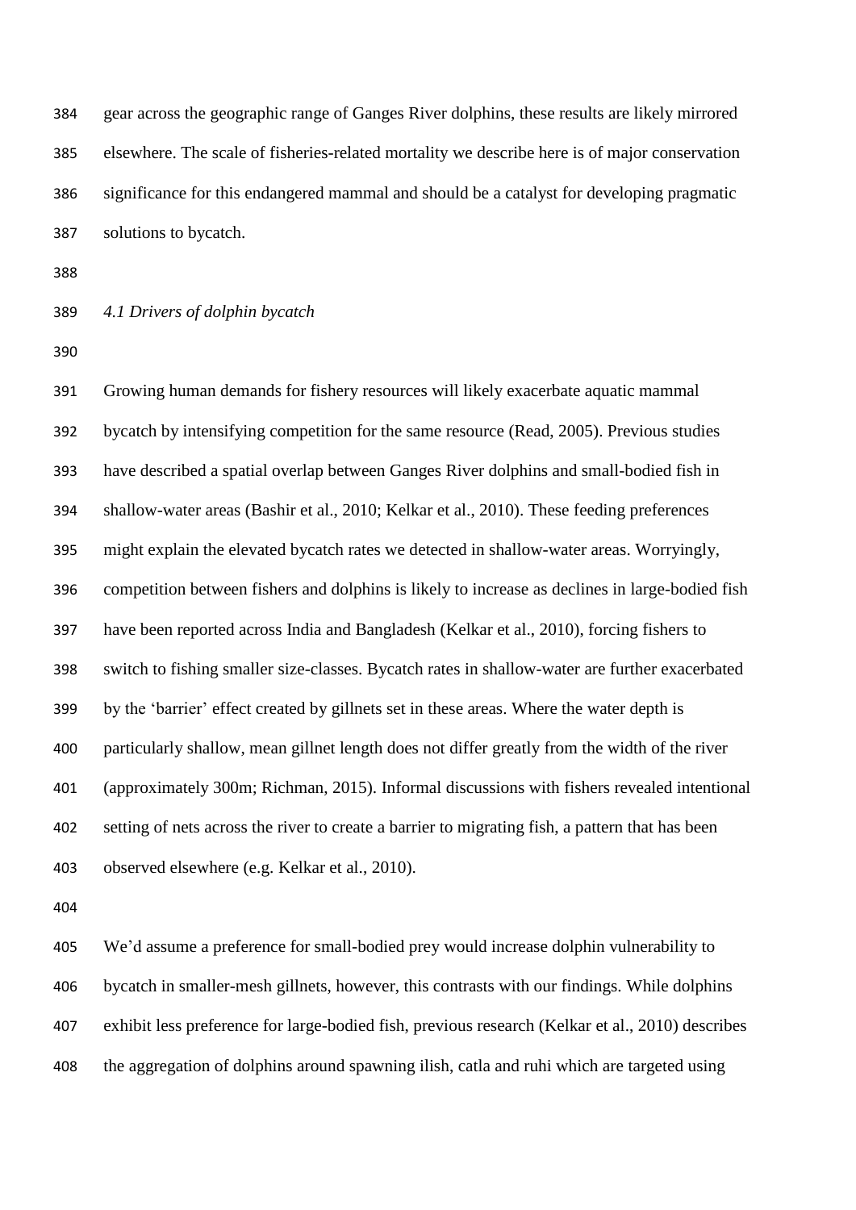gear across the geographic range of Ganges River dolphins, these results are likely mirrored elsewhere. The scale of fisheries-related mortality we describe here is of major conservation significance for this endangered mammal and should be a catalyst for developing pragmatic solutions to bycatch.

### *4.1 Drivers of dolphin bycatch*

Growing human demands for fishery resources will likely exacerbate aquatic mammal bycatch by intensifying competition for the same resource (Read, 2005). Previous studies have described a spatial overlap between Ganges River dolphins and small-bodied fish in shallow-water areas (Bashir et al., 2010; Kelkar et al., 2010). These feeding preferences might explain the elevated bycatch rates we detected in shallow-water areas. Worryingly, competition between fishers and dolphins is likely to increase as declines in large-bodied fish have been reported across India and Bangladesh (Kelkar et al., 2010), forcing fishers to switch to fishing smaller size-classes. Bycatch rates in shallow-water are further exacerbated by the 'barrier' effect created by gillnets set in these areas. Where the water depth is particularly shallow, mean gillnet length does not differ greatly from the width of the river (approximately 300m; Richman, 2015). Informal discussions with fishers revealed intentional setting of nets across the river to create a barrier to migrating fish, a pattern that has been observed elsewhere (e.g. Kelkar et al., 2010).

We'd assume a preference for small-bodied prey would increase dolphin vulnerability to bycatch in smaller-mesh gillnets, however, this contrasts with our findings. While dolphins exhibit less preference for large-bodied fish, previous research (Kelkar et al., 2010) describes the aggregation of dolphins around spawning ilish, catla and ruhi which are targeted using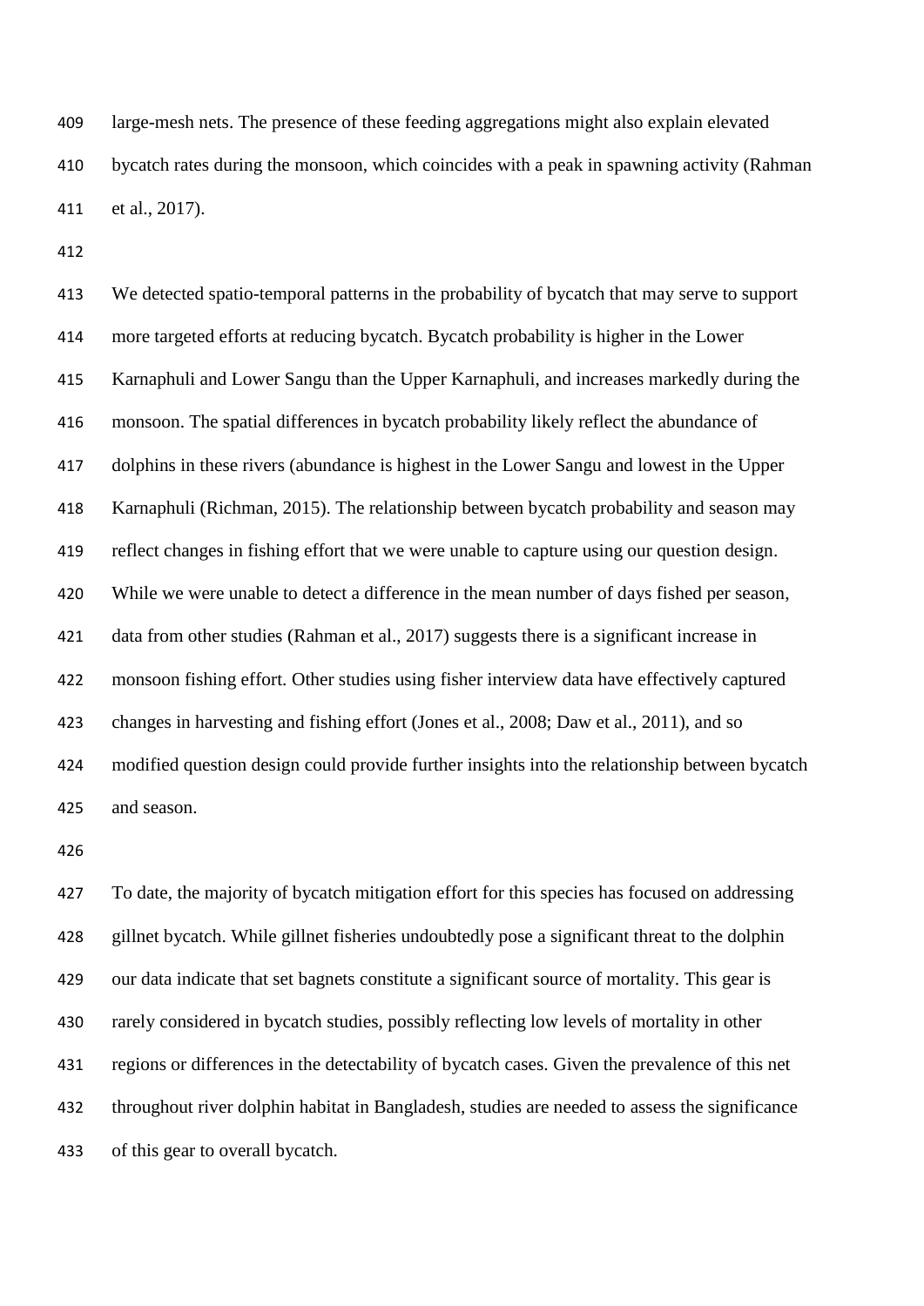large-mesh nets. The presence of these feeding aggregations might also explain elevated bycatch rates during the monsoon, which coincides with a peak in spawning activity (Rahman et al., 2017).

We detected spatio-temporal patterns in the probability of bycatch that may serve to support more targeted efforts at reducing bycatch. Bycatch probability is higher in the Lower Karnaphuli and Lower Sangu than the Upper Karnaphuli, and increases markedly during the monsoon. The spatial differences in bycatch probability likely reflect the abundance of dolphins in these rivers (abundance is highest in the Lower Sangu and lowest in the Upper Karnaphuli (Richman, 2015). The relationship between bycatch probability and season may reflect changes in fishing effort that we were unable to capture using our question design. While we were unable to detect a difference in the mean number of days fished per season, data from other studies (Rahman et al., 2017) suggests there is a significant increase in monsoon fishing effort. Other studies using fisher interview data have effectively captured changes in harvesting and fishing effort (Jones et al., 2008; Daw et al., 2011), and so modified question design could provide further insights into the relationship between bycatch and season.

To date, the majority of bycatch mitigation effort for this species has focused on addressing gillnet bycatch. While gillnet fisheries undoubtedly pose a significant threat to the dolphin our data indicate that set bagnets constitute a significant source of mortality. This gear is rarely considered in bycatch studies, possibly reflecting low levels of mortality in other regions or differences in the detectability of bycatch cases. Given the prevalence of this net throughout river dolphin habitat in Bangladesh, studies are needed to assess the significance of this gear to overall bycatch.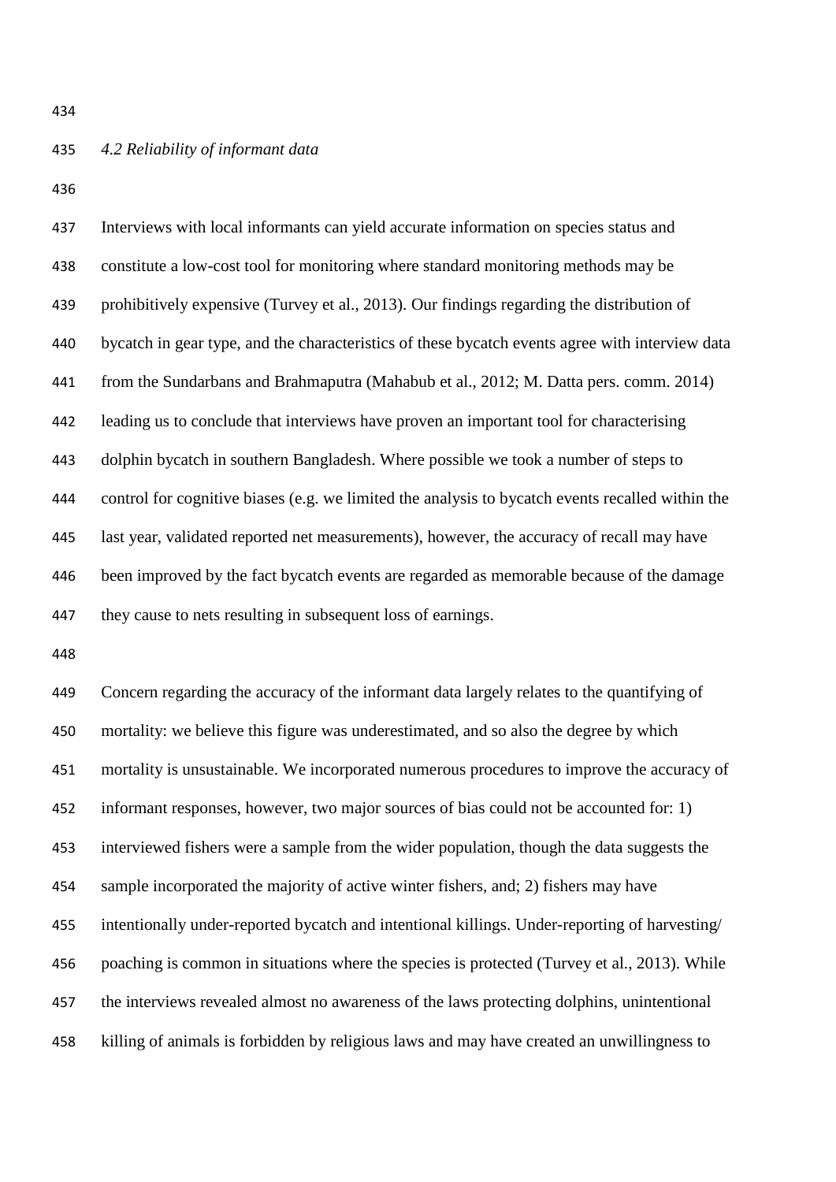### *4.2 Reliability of informant data*

Interviews with local informants can yield accurate information on species status and constitute a low-cost tool for monitoring where standard monitoring methods may be prohibitively expensive (Turvey et al., 2013). Our findings regarding the distribution of bycatch in gear type, and the characteristics of these bycatch events agree with interview data from the Sundarbans and Brahmaputra (Mahabub et al., 2012; M. Datta pers. comm. 2014) leading us to conclude that interviews have proven an important tool for characterising dolphin bycatch in southern Bangladesh. Where possible we took a number of steps to control for cognitive biases (e.g. we limited the analysis to bycatch events recalled within the last year, validated reported net measurements), however, the accuracy of recall may have been improved by the fact bycatch events are regarded as memorable because of the damage they cause to nets resulting in subsequent loss of earnings.

Concern regarding the accuracy of the informant data largely relates to the quantifying of mortality: we believe this figure was underestimated, and so also the degree by which mortality is unsustainable. We incorporated numerous procedures to improve the accuracy of informant responses, however, two major sources of bias could not be accounted for: 1) interviewed fishers were a sample from the wider population, though the data suggests the sample incorporated the majority of active winter fishers, and; 2) fishers may have intentionally under-reported bycatch and intentional killings. Under-reporting of harvesting/ poaching is common in situations where the species is protected (Turvey et al., 2013). While the interviews revealed almost no awareness of the laws protecting dolphins, unintentional killing of animals is forbidden by religious laws and may have created an unwillingness to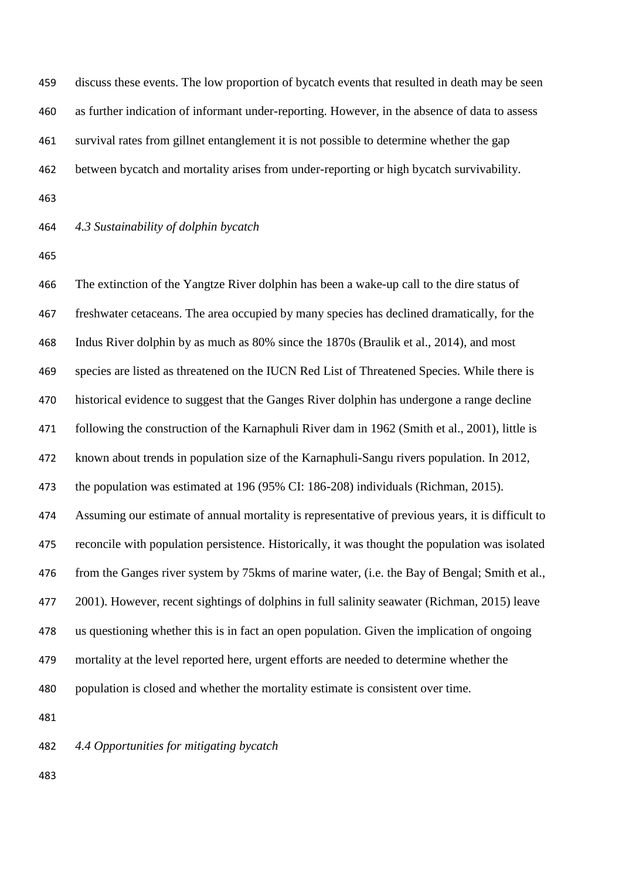discuss these events. The low proportion of bycatch events that resulted in death may be seen as further indication of informant under-reporting. However, in the absence of data to assess survival rates from gillnet entanglement it is not possible to determine whether the gap between bycatch and mortality arises from under-reporting or high bycatch survivability.

### *4.3 Sustainability of dolphin bycatch*

The extinction of the Yangtze River dolphin has been a wake-up call to the dire status of freshwater cetaceans. The area occupied by many species has declined dramatically, for the Indus River dolphin by as much as 80% since the 1870s (Braulik et al., 2014), and most species are listed as threatened on the IUCN Red List of Threatened Species. While there is historical evidence to suggest that the Ganges River dolphin has undergone a range decline following the construction of the Karnaphuli River dam in 1962 (Smith et al., 2001), little is known about trends in population size of the Karnaphuli-Sangu rivers population. In 2012, the population was estimated at 196 (95% CI: 186-208) individuals (Richman, 2015). Assuming our estimate of annual mortality is representative of previous years, it is difficult to reconcile with population persistence. Historically, it was thought the population was isolated from the Ganges river system by 75kms of marine water, (i.e. the Bay of Bengal; Smith et al., 2001). However, recent sightings of dolphins in full salinity seawater (Richman, 2015) leave us questioning whether this is in fact an open population. Given the implication of ongoing mortality at the level reported here, urgent efforts are needed to determine whether the population is closed and whether the mortality estimate is consistent over time.

### *4.4 Opportunities for mitigating bycatch*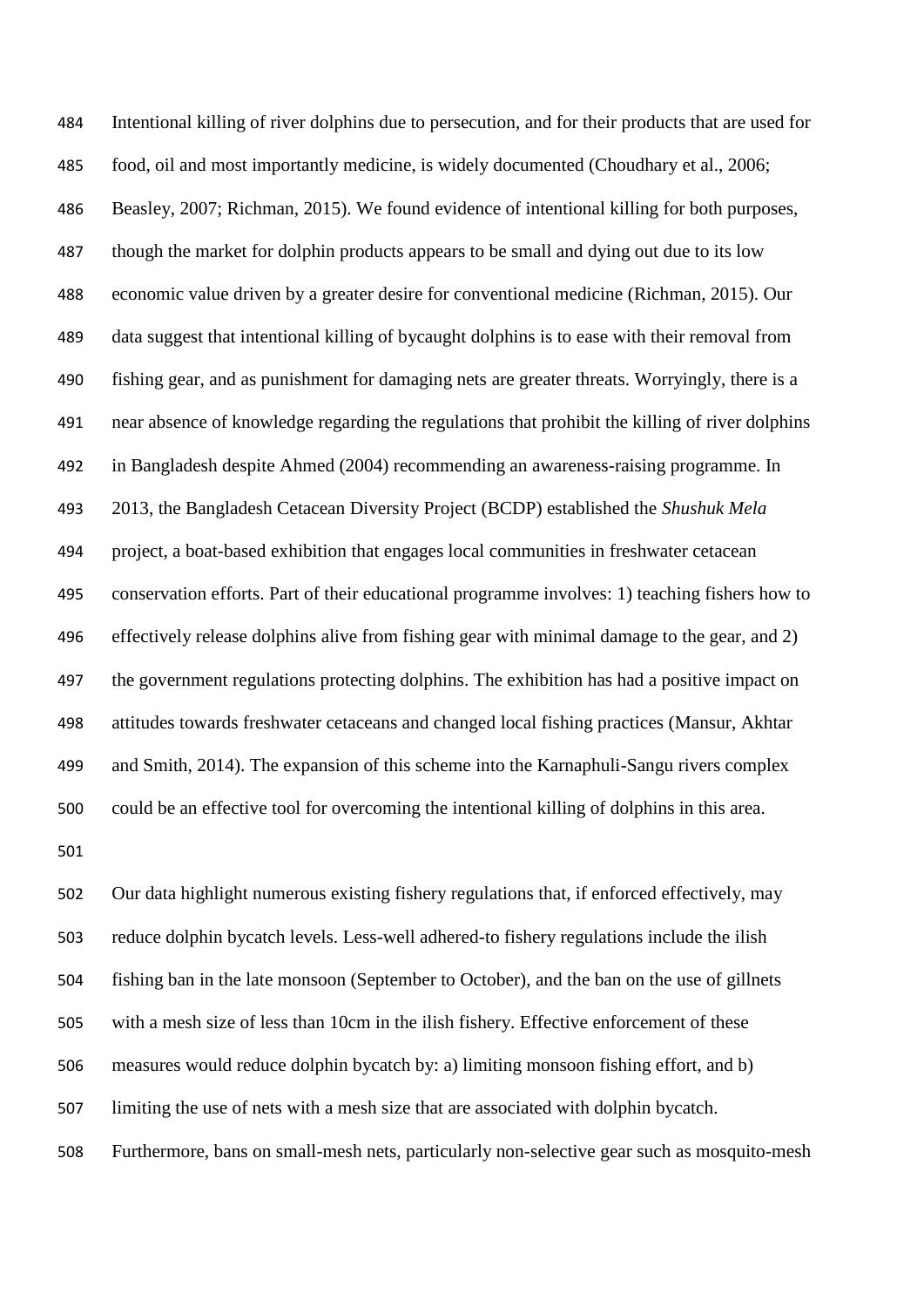Intentional killing of river dolphins due to persecution, and for their products that are used for food, oil and most importantly medicine, is widely documented (Choudhary et al., 2006; Beasley, 2007; Richman, 2015). We found evidence of intentional killing for both purposes, though the market for dolphin products appears to be small and dying out due to its low economic value driven by a greater desire for conventional medicine (Richman, 2015). Our data suggest that intentional killing of bycaught dolphins is to ease with their removal from fishing gear, and as punishment for damaging nets are greater threats. Worryingly, there is a near absence of knowledge regarding the regulations that prohibit the killing of river dolphins in Bangladesh despite Ahmed (2004) recommending an awareness-raising programme. In 2013, the Bangladesh Cetacean Diversity Project (BCDP) established the *Shushuk Mela* project, a boat-based exhibition that engages local communities in freshwater cetacean conservation efforts. Part of their educational programme involves: 1) teaching fishers how to effectively release dolphins alive from fishing gear with minimal damage to the gear, and 2) the government regulations protecting dolphins. The exhibition has had a positive impact on attitudes towards freshwater cetaceans and changed local fishing practices (Mansur, Akhtar and Smith, 2014). The expansion of this scheme into the Karnaphuli-Sangu rivers complex could be an effective tool for overcoming the intentional killing of dolphins in this area.

Our data highlight numerous existing fishery regulations that, if enforced effectively, may reduce dolphin bycatch levels. Less-well adhered-to fishery regulations include the ilish fishing ban in the late monsoon (September to October), and the ban on the use of gillnets with a mesh size of less than 10cm in the ilish fishery. Effective enforcement of these measures would reduce dolphin bycatch by: a) limiting monsoon fishing effort, and b) limiting the use of nets with a mesh size that are associated with dolphin bycatch. Furthermore, bans on small-mesh nets, particularly non-selective gear such as mosquito-mesh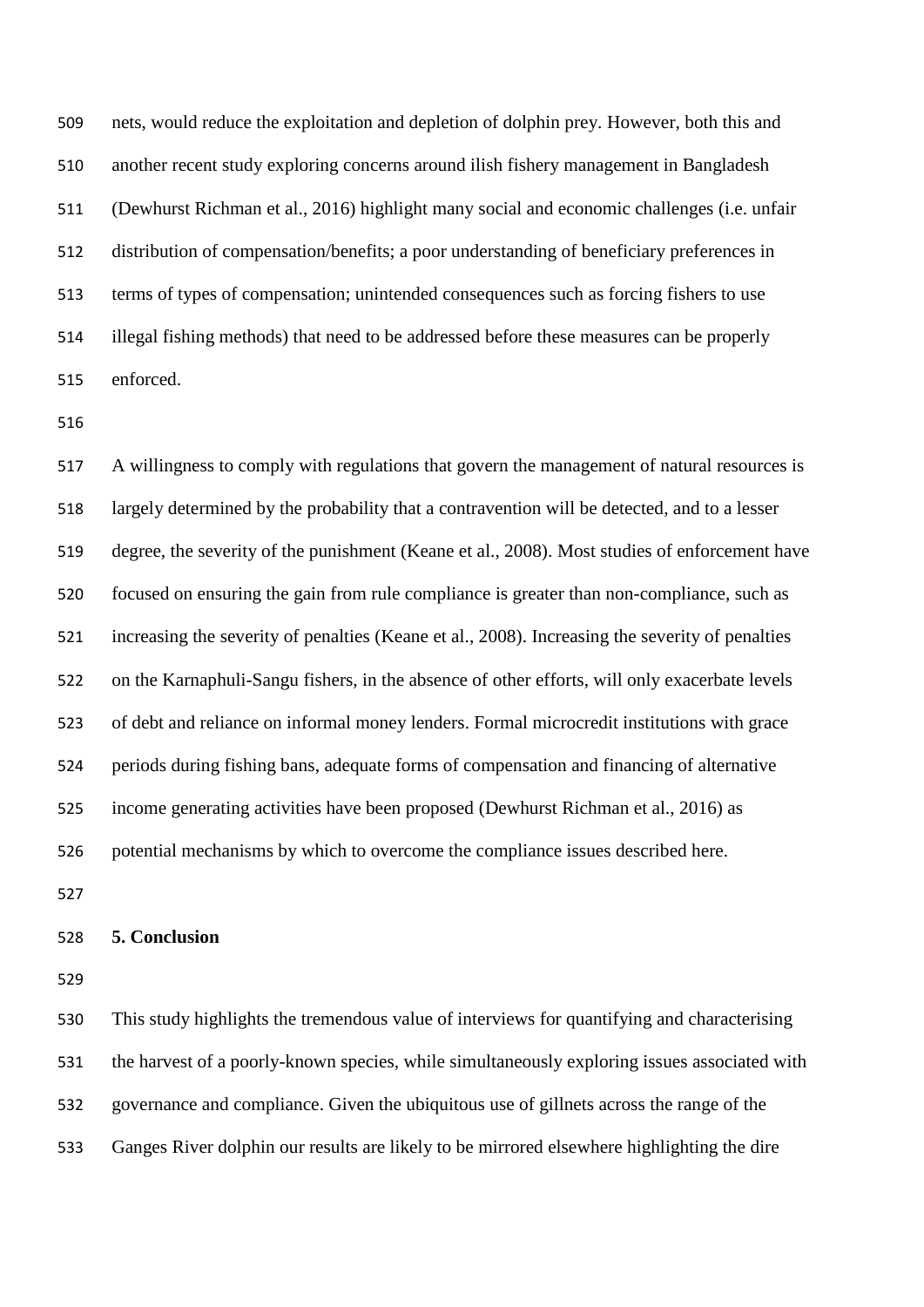nets, would reduce the exploitation and depletion of dolphin prey. However, both this and another recent study exploring concerns around ilish fishery management in Bangladesh (Dewhurst Richman et al., 2016) highlight many social and economic challenges (i.e. unfair distribution of compensation/benefits; a poor understanding of beneficiary preferences in terms of types of compensation; unintended consequences such as forcing fishers to use illegal fishing methods) that need to be addressed before these measures can be properly enforced.

A willingness to comply with regulations that govern the management of natural resources is largely determined by the probability that a contravention will be detected, and to a lesser degree, the severity of the punishment (Keane et al., 2008). Most studies of enforcement have focused on ensuring the gain from rule compliance is greater than non-compliance, such as increasing the severity of penalties (Keane et al., 2008). Increasing the severity of penalties on the Karnaphuli-Sangu fishers, in the absence of other efforts, will only exacerbate levels of debt and reliance on informal money lenders. Formal microcredit institutions with grace periods during fishing bans, adequate forms of compensation and financing of alternative income generating activities have been proposed (Dewhurst Richman et al., 2016) as potential mechanisms by which to overcome the compliance issues described here.

## 5. Conclusion

This study highlights the tremendous value of interviews for quantifying and characterising the harvest of a poorly-known species, while simultaneously exploring issues associated with governance and compliance. Given the ubiquitous use of gillnets across the range of the Ganges River dolphin our results are likely to be mirrored elsewhere highlighting the dire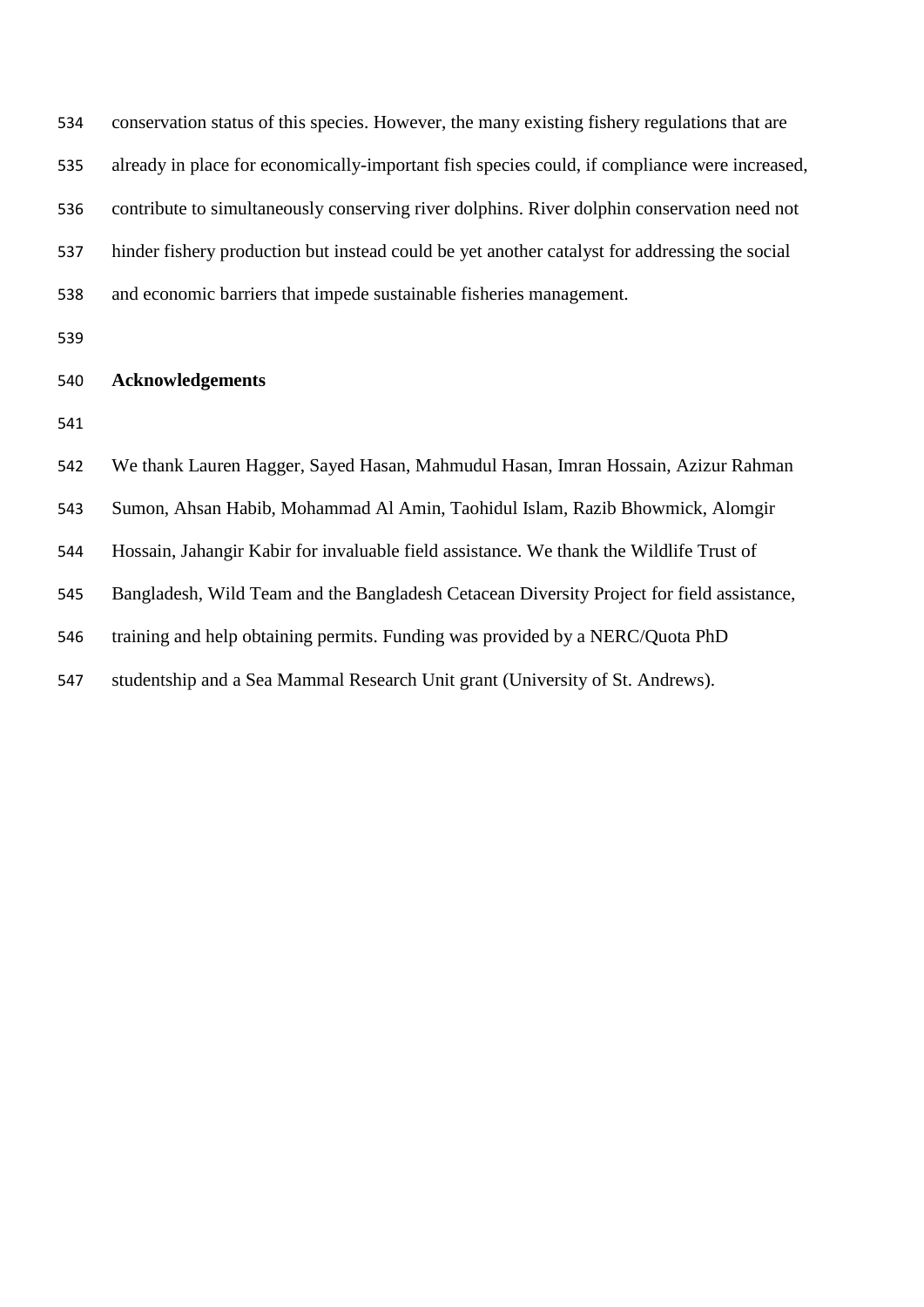conservation status of this species. However, the many existing fishery regulations that are already in place for economically-important fish species could, if compliance were increased, contribute to simultaneously conserving river dolphins. River dolphin conservation need not hinder fishery production but instead could be yet another catalyst for addressing the social and economic barriers that impede sustainable fisheries management.

## Acknowledgements

We thank Lauren Hagger, Sayed Hasan, Mahmudul Hasan, Imran Hossain, Azizur Rahman Sumon, Ahsan Habib, Mohammad Al Amin, Taohidul Islam, Razib Bhowmick, Alomgir Hossain, Jahangir Kabir for invaluable field assistance. We thank the Wildlife Trust of Bangladesh, Wild Team and the Bangladesh Cetacean Diversity Project for field assistance, training and help obtaining permits. Funding was provided by a NERC/Quota PhD studentship and a Sea Mammal Research Unit grant (University of St. Andrews).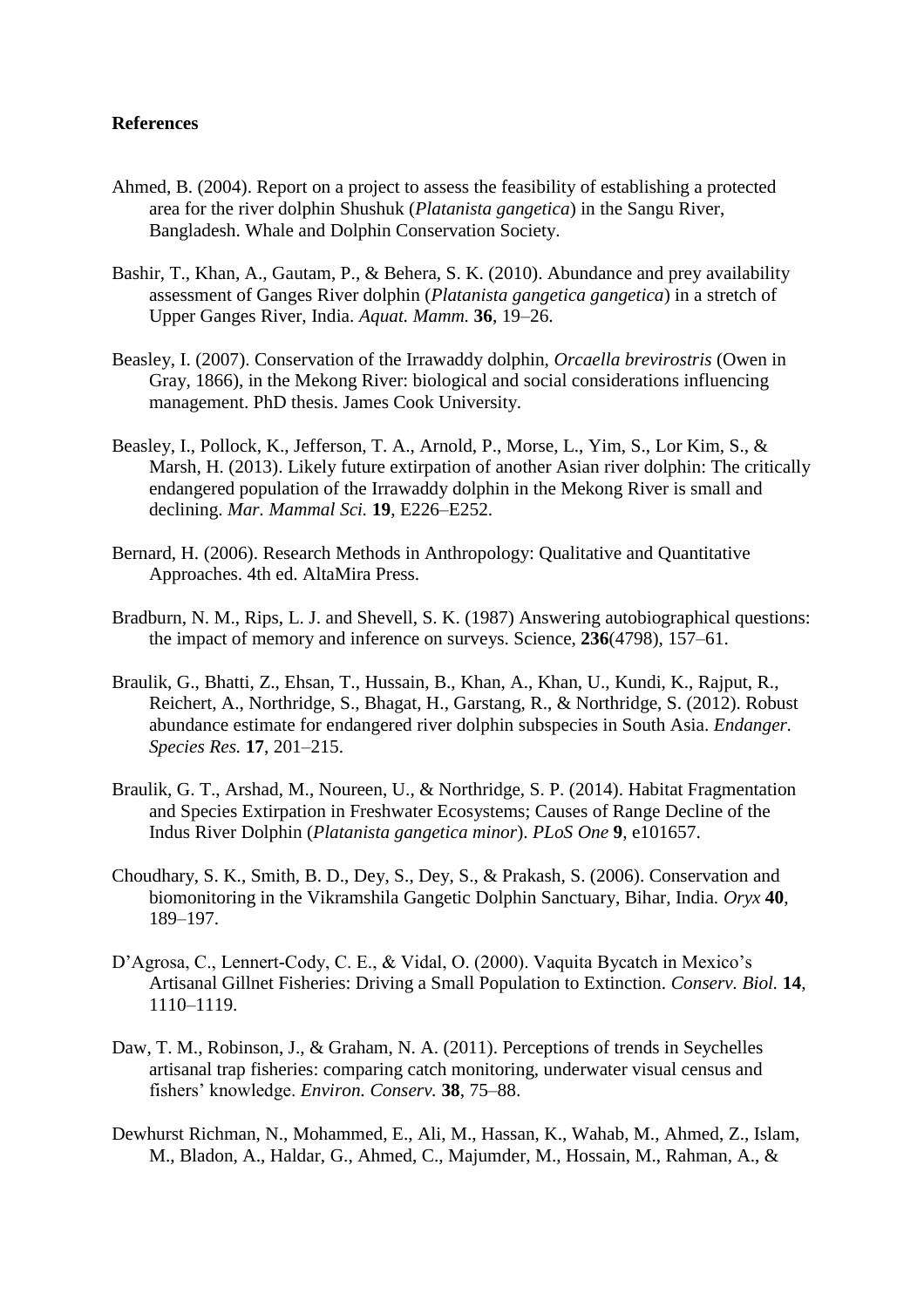## References

Ahmed, B. (2004). Report on a project to assess the feasibility of establishing a protected area for the river dolphin Shushuk (*Platanista gangetica*) in the Sangu River, Bangladesh. Whale and Dolphin Conservation Society.

Bashir, T., Khan, A., Gautam, P., & Behera, S. K. (2010). Abundance and prey availability assessment of Ganges River dolphin (*Platanista gangetica gangetica*) in a stretch of Upper Ganges River, India. *Aquat. Mamm.* **36**, 19–26.

Beasley, I. (2007). Conservation of the Irrawaddy dolphin, *Orcaella brevirostris* (Owen in Gray, 1866), in the Mekong River: biological and social considerations influencing management. PhD thesis. James Cook University.

Beasley, I., Pollock, K., Jefferson, T. A., Arnold, P., Morse, L., Yim, S., Lor Kim, S., & Marsh, H. (2013). Likely future extirpation of another Asian river dolphin: The critically endangered population of the Irrawaddy dolphin in the Mekong River is small and declining. *Mar. Mammal Sci.* **19**, E226–E252.

Bernard, H. (2006). Research Methods in Anthropology: Qualitative and Quantitative Approaches. 4th ed. AltaMira Press.

Bradburn, N. M., Rips, L. J. and Shevell, S. K. (1987) Answering autobiographical questions: the impact of memory and inference on surveys. Science, **236**(4798), 157–61.

Braulik, G., Bhatti, Z., Ehsan, T., Hussain, B., Khan, A., Khan, U., Kundi, K., Rajput, R., Reichert, A., Northridge, S., Bhagat, H., Garstang, R., & Northridge, S. (2012). Robust abundance estimate for endangered river dolphin subspecies in South Asia. *Endanger. Species Res.* **17**, 201–215.

Braulik, G. T., Arshad, M., Noureen, U., & Northridge, S. P. (2014). Habitat Fragmentation and Species Extirpation in Freshwater Ecosystems; Causes of Range Decline of the Indus River Dolphin (*Platanista gangetica minor*). *PLoS One* **9**, e101657.

Choudhary, S. K., Smith, B. D., Dey, S., Dey, S., & Prakash, S. (2006). Conservation and biomonitoring in the Vikramshila Gangetic Dolphin Sanctuary, Bihar, India. *Oryx* **40**, 189–197.

D'Agrosa, C., Lennert-Cody, C. E., & Vidal, O. (2000). Vaquita Bycatch in Mexico's Artisanal Gillnet Fisheries: Driving a Small Population to Extinction. *Conserv. Biol.* **14**, 1110–1119.

Daw, T. M., Robinson, J., & Graham, N. A. (2011). Perceptions of trends in Seychelles artisanal trap fisheries: comparing catch monitoring, underwater visual census and fishers' knowledge. *Environ. Conserv.* **38**, 75–88.

Dewhurst Richman, N., Mohammed, E., Ali, M., Hassan, K., Wahab, M., Ahmed, Z., Islam, M., Bladon, A., Haldar, G., Ahmed, C., Majumder, M., Hossain, M., Rahman, A., &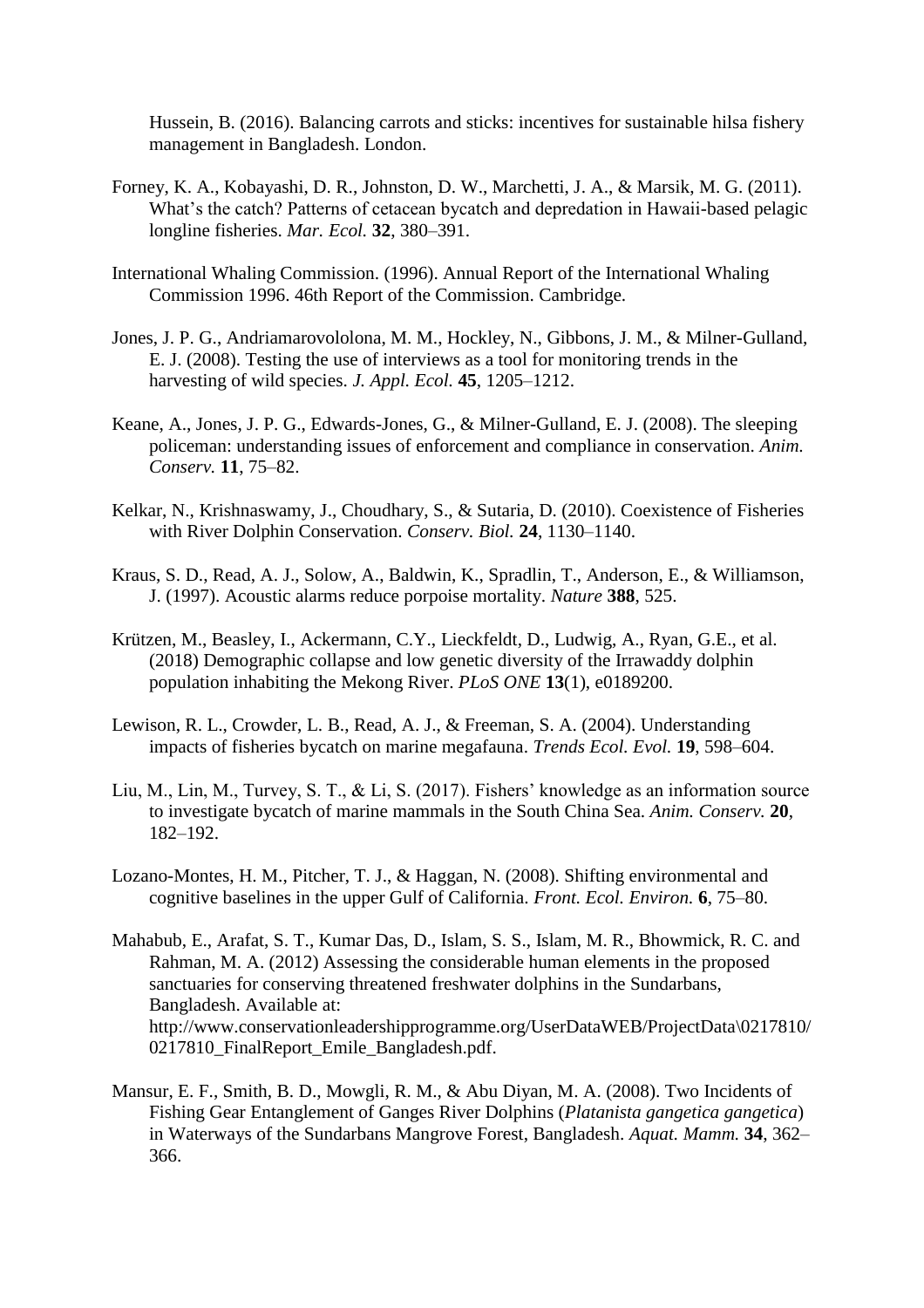Hussein, B. (2016). Balancing carrots and sticks: incentives for sustainable hilsa fishery management in Bangladesh. London.

Forney, K. A., Kobayashi, D. R., Johnston, D. W., Marchetti, J. A., & Marsik, M. G. (2011). What's the catch? Patterns of cetacean bycatch and depredation in Hawaii-based pelagic longline fisheries. *Mar. Ecol.* **32**, 380–391.

International Whaling Commission. (1996). Annual Report of the International Whaling Commission 1996. 46th Report of the Commission. Cambridge.

Jones, J. P. G., Andriamarovololona, M. M., Hockley, N., Gibbons, J. M., & Milner-Gulland, E. J. (2008). Testing the use of interviews as a tool for monitoring trends in the harvesting of wild species. *J. Appl. Ecol.* **45**, 1205–1212.

Keane, A., Jones, J. P. G., Edwards-Jones, G., & Milner-Gulland, E. J. (2008). The sleeping policeman: understanding issues of enforcement and compliance in conservation. *Anim. Conserv.* **11**, 75–82.

Kelkar, N., Krishnaswamy, J., Choudhary, S., & Sutaria, D. (2010). Coexistence of Fisheries with River Dolphin Conservation. *Conserv. Biol.* **24**, 1130–1140.

Kraus, S. D., Read, A. J., Solow, A., Baldwin, K., Spradlin, T., Anderson, E., & Williamson, J. (1997). Acoustic alarms reduce porpoise mortality. *Nature* **388**, 525.

Krützen, M., Beasley, I., Ackermann, C.Y., Lieckfeldt, D., Ludwig, A., Ryan, G.E., et al. (2018) Demographic collapse and low genetic diversity of the Irrawaddy dolphin population inhabiting the Mekong River. *PLoS ONE* **13**(1), e0189200.

Lewison, R. L., Crowder, L. B., Read, A. J., & Freeman, S. A. (2004). Understanding impacts of fisheries bycatch on marine megafauna. *Trends Ecol. Evol.* **19**, 598–604.

Liu, M., Lin, M., Turvey, S. T., & Li, S. (2017). Fishers' knowledge as an information source to investigate bycatch of marine mammals in the South China Sea. *Anim. Conserv.* **20**, 182–192.

Lozano-Montes, H. M., Pitcher, T. J., & Haggan, N. (2008). Shifting environmental and cognitive baselines in the upper Gulf of California. *Front. Ecol. Environ.* **6**, 75–80.

Mahabub, E., Arafat, S. T., Kumar Das, D., Islam, S. S., Islam, M. R., Bhowmick, R. C. and Rahman, M. A. (2012) Assessing the considerable human elements in the proposed sanctuaries for conserving threatened freshwater dolphins in the Sundarbans, Bangladesh. Available at: http://www.conservationleadershipprogramme.org/UserDataWEB/ProjectData\0217810/0217810_FinalReport_Emile_Bangladesh.pdf.

Mansur, E. F., Smith, B. D., Mowgli, R. M., & Abu Diyan, M. A. (2008). Two Incidents of Fishing Gear Entanglement of Ganges River Dolphins (*Platanista gangetica gangetica*) in Waterways of the Sundarbans Mangrove Forest, Bangladesh. *Aquat. Mamm.* **34**, 362–366.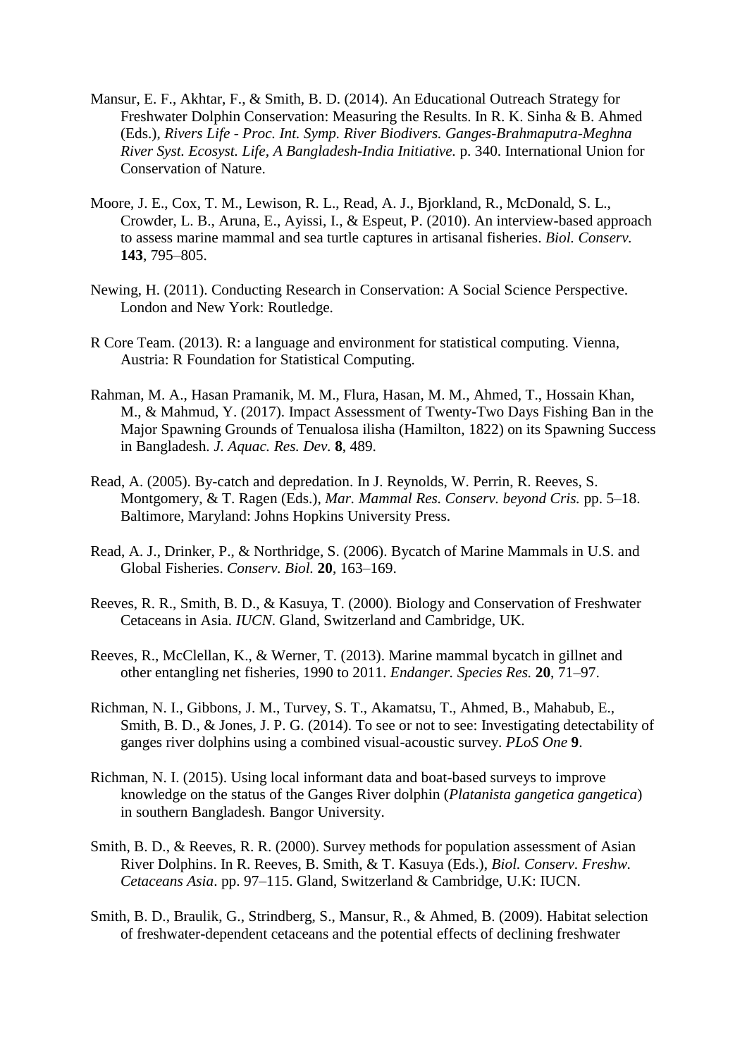Mansur, E. F., Akhtar, F., & Smith, B. D. (2014). An Educational Outreach Strategy for Freshwater Dolphin Conservation: Measuring the Results. In R. K. Sinha & B. Ahmed (Eds.), *Rivers Life - Proc. Int. Symp. River Biodivers. Ganges-Brahmaputra-Meghna River Syst. Ecosyst. Life, A Bangladesh-India Initiative.* p. 340. International Union for Conservation of Nature.

Moore, J. E., Cox, T. M., Lewison, R. L., Read, A. J., Bjorkland, R., McDonald, S. L., Crowder, L. B., Aruna, E., Ayissi, I., & Espeut, P. (2010). An interview-based approach to assess marine mammal and sea turtle captures in artisanal fisheries. *Biol. Conserv.* **143**, 795–805.

Newing, H. (2011). Conducting Research in Conservation: A Social Science Perspective. London and New York: Routledge.

R Core Team. (2013). R: a language and environment for statistical computing. Vienna, Austria: R Foundation for Statistical Computing.

Rahman, M. A., Hasan Pramanik, M. M., Flura, Hasan, M. M., Ahmed, T., Hossain Khan, M., & Mahmud, Y. (2017). Impact Assessment of Twenty-Two Days Fishing Ban in the Major Spawning Grounds of Tenualosa ilisha (Hamilton, 1822) on its Spawning Success in Bangladesh. *J. Aquac. Res. Dev.* **8**, 489.

Read, A. (2005). By-catch and depredation. In J. Reynolds, W. Perrin, R. Reeves, S. Montgomery, & T. Ragen (Eds.), *Mar. Mammal Res. Conserv. beyond Cris.* pp. 5–18. Baltimore, Maryland: Johns Hopkins University Press.

Read, A. J., Drinker, P., & Northridge, S. (2006). Bycatch of Marine Mammals in U.S. and Global Fisheries. *Conserv. Biol.* **20**, 163–169.

Reeves, R. R., Smith, B. D., & Kasuya, T. (2000). Biology and Conservation of Freshwater Cetaceans in Asia. *IUCN*. Gland, Switzerland and Cambridge, UK.

Reeves, R., McClellan, K., & Werner, T. (2013). Marine mammal bycatch in gillnet and other entangling net fisheries, 1990 to 2011. *Endanger. Species Res.* **20**, 71–97.

Richman, N. I., Gibbons, J. M., Turvey, S. T., Akamatsu, T., Ahmed, B., Mahabub, E., Smith, B. D., & Jones, J. P. G. (2014). To see or not to see: Investigating detectability of ganges river dolphins using a combined visual-acoustic survey. *PLoS One* **9**.

Richman, N. I. (2015). Using local informant data and boat-based surveys to improve knowledge on the status of the Ganges River dolphin (*Platanista gangetica gangetica*) in southern Bangladesh. Bangor University.

Smith, B. D., & Reeves, R. R. (2000). Survey methods for population assessment of Asian River Dolphins. In R. Reeves, B. Smith, & T. Kasuya (Eds.), *Biol. Conserv. Freshw. Cetaceans Asia*. pp. 97–115. Gland, Switzerland & Cambridge, U.K: IUCN.

Smith, B. D., Braulik, G., Strindberg, S., Mansur, R., & Ahmed, B. (2009). Habitat selection of freshwater-dependent cetaceans and the potential effects of declining freshwater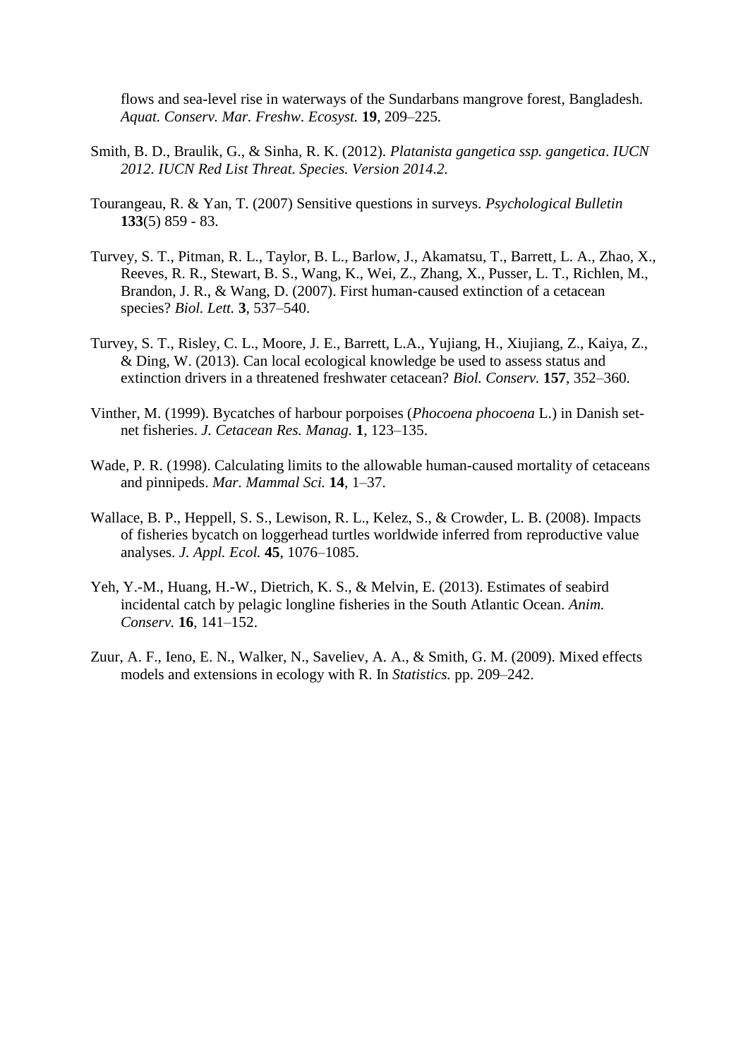flows and sea-level rise in waterways of the Sundarbans mangrove forest, Bangladesh. *Aquat. Conserv. Mar. Freshw. Ecosyst.* **19**, 209–225.

Smith, B. D., Braulik, G., & Sinha, R. K. (2012). *Platanista gangetica ssp. gangetica*. *IUCN 2012. IUCN Red List Threat. Species. Version 2014.2.*

Tourangeau, R. & Yan, T. (2007) Sensitive questions in surveys. *Psychological Bulletin* **133**(5) 859 - 83.

Turvey, S. T., Pitman, R. L., Taylor, B. L., Barlow, J., Akamatsu, T., Barrett, L. A., Zhao, X., Reeves, R. R., Stewart, B. S., Wang, K., Wei, Z., Zhang, X., Pusser, L. T., Richlen, M., Brandon, J. R., & Wang, D. (2007). First human-caused extinction of a cetacean species? *Biol. Lett.* **3**, 537–540.

Turvey, S. T., Risley, C. L., Moore, J. E., Barrett, L.A., Yujiang, H., Xiujiang, Z., Kaiya, Z., & Ding, W. (2013). Can local ecological knowledge be used to assess status and extinction drivers in a threatened freshwater cetacean? *Biol. Conserv.* **157**, 352–360.

Vinther, M. (1999). Bycatches of harbour porpoises (*Phocoena phocoena* L.) in Danish set-net fisheries. *J. Cetacean Res. Manag.* **1**, 123–135.

Wade, P. R. (1998). Calculating limits to the allowable human-caused mortality of cetaceans and pinnipeds. *Mar. Mammal Sci.* **14**, 1–37.

Wallace, B. P., Heppell, S. S., Lewison, R. L., Kelez, S., & Crowder, L. B. (2008). Impacts of fisheries bycatch on loggerhead turtles worldwide inferred from reproductive value analyses. *J. Appl. Ecol.* **45**, 1076–1085.

Yeh, Y.-M., Huang, H.-W., Dietrich, K. S., & Melvin, E. (2013). Estimates of seabird incidental catch by pelagic longline fisheries in the South Atlantic Ocean. *Anim. Conserv.* **16**, 141–152.

Zuur, A. F., Ieno, E. N., Walker, N., Saveliev, A. A., & Smith, G. M. (2009). Mixed effects models and extensions in ecology with R. In *Statistics.* pp. 209–242.